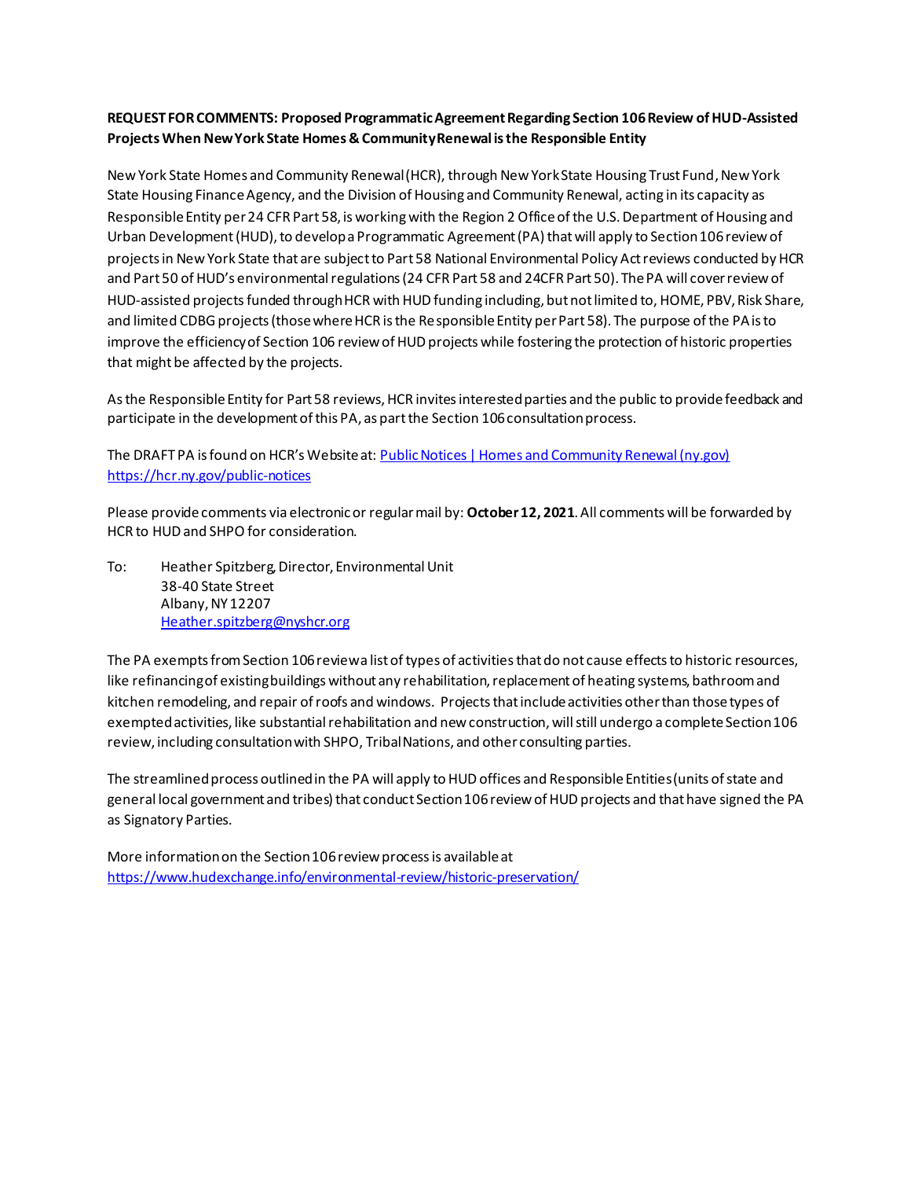**REQUEST FOR COMMENTS: Proposed Programmatic Agreement Regarding Section 106 Review of HUD-Assisted Projects When New York State Homes & Community Renewal is the Responsible Entity**

New York State Homes and Community Renewal (HCR), through New York State Housing Trust Fund, New York State Housing Finance Agency, and the Division of Housing and Community Renewal, acting in its capacity as Responsible Entity per 24 CFR Part 58, is working with the Region 2 Office of the U.S. Department of Housing and Urban Development (HUD), to develop a Programmatic Agreement (PA) that will apply to Section 106 review of projects in New York State that are subject to Part 58 National Environmental Policy Act reviews conducted by HCR and Part 50 of HUD's environmental regulations (24 CFR Part 58 and 24CFR Part 50). The PA will cover review of HUD-assisted projects funded through HCR with HUD funding including, but not limited to, HOME, PBV, Risk Share, and limited CDBG projects (those where HCR is the Responsible Entity per Part 58). The purpose of the PA is to improve the efficiency of Section 106 review of HUD projects while fostering the protection of historic properties that might be affected by the projects.

As the Responsible Entity for Part 58 reviews, HCR invites interested parties and the public to provide feedback and participate in the development of this PA, as part the Section 106 consultation process.

The DRAFT PA is found on HCR's Website at: [Public Notices | Homes and Community Renewal (ny.gov)](https://hcr.ny.gov/public-notices)
https://hcr.ny.gov/public-notices

Please provide comments via electronic or regular mail by: **October 12, 2021**. All comments will be forwarded by HCR to HUD and SHPO for consideration.

To: Heather Spitzberg, Director, Environmental Unit
38-40 State Street
Albany, NY 12207
Heather.spitzberg@nyshcr.org

The PA exempts from Section 106 review a list of types of activities that do not cause effects to historic resources, like refinancing of existing buildings without any rehabilitation, replacement of heating systems, bathroom and kitchen remodeling, and repair of roofs and windows. Projects that include activities other than those types of exempted activities, like substantial rehabilitation and new construction, will still undergo a complete Section 106 review, including consultation with SHPO, Tribal Nations, and other consulting parties.

The streamlined process outlined in the PA will apply to HUD offices and Responsible Entities (units of state and general local government and tribes) that conduct Section 106 review of HUD projects and that have signed the PA as Signatory Parties.

More information on the Section 106 review process is available at
https://www.hudexchange.info/environmental-review/historic-preservation/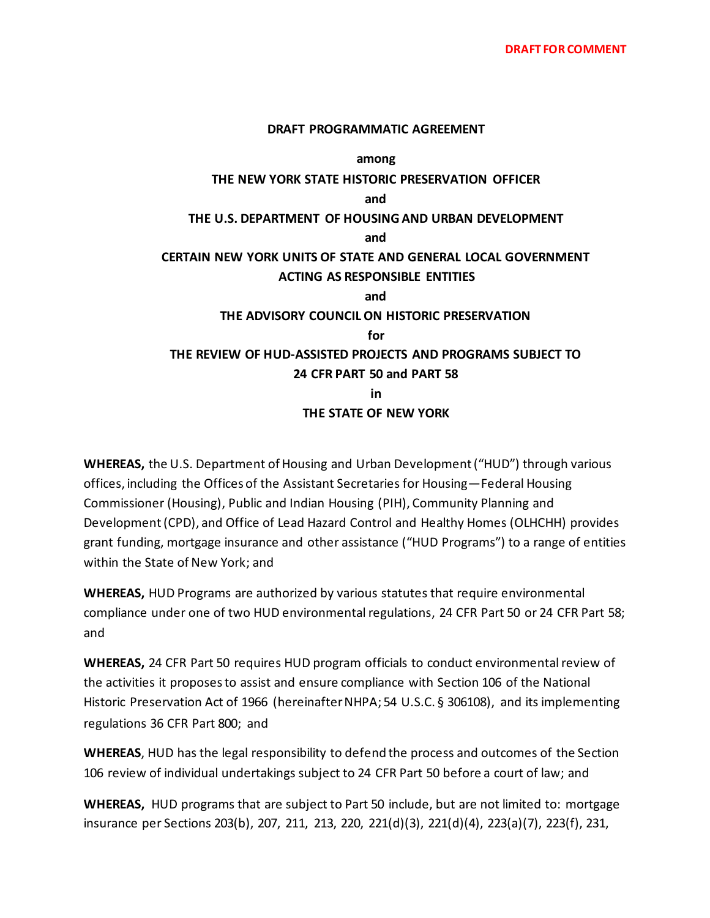DRAFT FOR COMMENT

**DRAFT PROGRAMMATIC AGREEMENT**

**among**

**THE NEW YORK STATE HISTORIC PRESERVATION OFFICER**

**and**

**THE U.S. DEPARTMENT OF HOUSING AND URBAN DEVELOPMENT**

**and**

**CERTAIN NEW YORK UNITS OF STATE AND GENERAL LOCAL GOVERNMENT ACTING AS RESPONSIBLE ENTITIES**

**and**

**THE ADVISORY COUNCIL ON HISTORIC PRESERVATION**

**for**

**THE REVIEW OF HUD-ASSISTED PROJECTS AND PROGRAMS SUBJECT TO 24 CFR PART 50 and PART 58**

**in**

**THE STATE OF NEW YORK**

**WHEREAS,** the U.S. Department of Housing and Urban Development ("HUD") through various offices, including the Offices of the Assistant Secretaries for Housing—Federal Housing Commissioner (Housing), Public and Indian Housing (PIH), Community Planning and Development (CPD), and Office of Lead Hazard Control and Healthy Homes (OLHCHH) provides grant funding, mortgage insurance and other assistance ("HUD Programs") to a range of entities within the State of New York; and

**WHEREAS,** HUD Programs are authorized by various statutes that require environmental compliance under one of two HUD environmental regulations, 24 CFR Part 50 or 24 CFR Part 58; and

**WHEREAS,** 24 CFR Part 50 requires HUD program officials to conduct environmental review of the activities it proposes to assist and ensure compliance with Section 106 of the National Historic Preservation Act of 1966 (hereinafter NHPA; 54 U.S.C. § 306108), and its implementing regulations 36 CFR Part 800; and

**WHEREAS**, HUD has the legal responsibility to defend the process and outcomes of the Section 106 review of individual undertakings subject to 24 CFR Part 50 before a court of law; and

**WHEREAS,** HUD programs that are subject to Part 50 include, but are not limited to: mortgage insurance per Sections 203(b), 207, 211, 213, 220, 221(d)(3), 221(d)(4), 223(a)(7), 223(f), 231,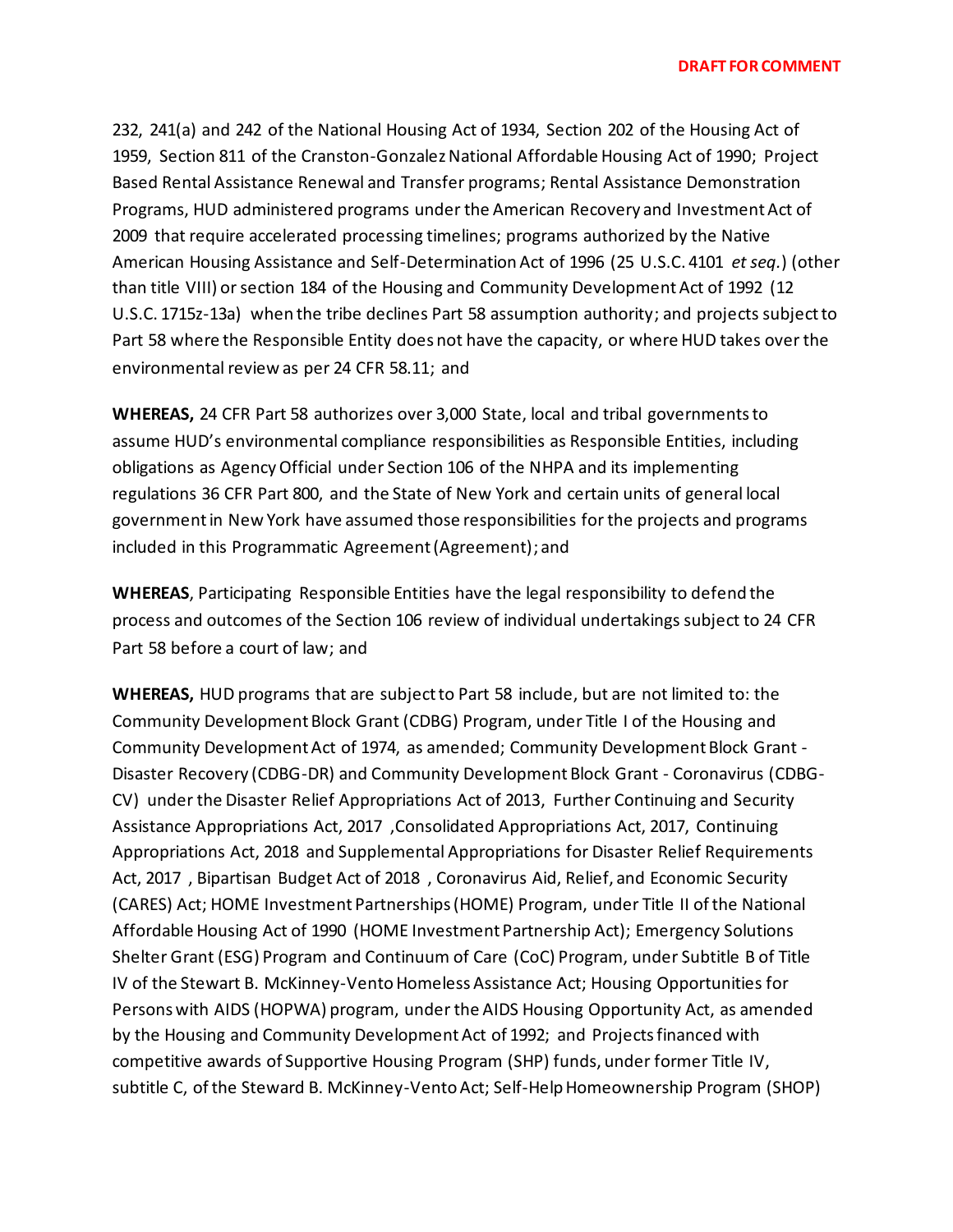232, 241(a) and 242 of the National Housing Act of 1934, Section 202 of the Housing Act of 1959, Section 811 of the Cranston-Gonzalez National Affordable Housing Act of 1990; Project Based Rental Assistance Renewal and Transfer programs; Rental Assistance Demonstration Programs, HUD administered programs under the American Recovery and Investment Act of 2009 that require accelerated processing timelines; programs authorized by the Native American Housing Assistance and Self-Determination Act of 1996 (25 U.S.C. 4101 *et seq.*) (other than title VIII) or section 184 of the Housing and Community Development Act of 1992 (12 U.S.C. 1715z-13a) when the tribe declines Part 58 assumption authority; and projects subject to Part 58 where the Responsible Entity does not have the capacity, or where HUD takes over the environmental review as per 24 CFR 58.11; and

**WHEREAS,** 24 CFR Part 58 authorizes over 3,000 State, local and tribal governments to assume HUD's environmental compliance responsibilities as Responsible Entities, including obligations as Agency Official under Section 106 of the NHPA and its implementing regulations 36 CFR Part 800, and the State of New York and certain units of general local government in New York have assumed those responsibilities for the projects and programs included in this Programmatic Agreement (Agreement); and

**WHEREAS**, Participating Responsible Entities have the legal responsibility to defend the process and outcomes of the Section 106 review of individual undertakings subject to 24 CFR Part 58 before a court of law; and

**WHEREAS,** HUD programs that are subject to Part 58 include, but are not limited to: the Community Development Block Grant (CDBG) Program, under Title I of the Housing and Community Development Act of 1974, as amended; Community Development Block Grant - Disaster Recovery (CDBG-DR) and Community Development Block Grant - Coronavirus (CDBG-CV) under the Disaster Relief Appropriations Act of 2013, Further Continuing and Security Assistance Appropriations Act, 2017 ,Consolidated Appropriations Act, 2017, Continuing Appropriations Act, 2018 and Supplemental Appropriations for Disaster Relief Requirements Act, 2017 , Bipartisan Budget Act of 2018 , Coronavirus Aid, Relief, and Economic Security (CARES) Act; HOME Investment Partnerships (HOME) Program, under Title II of the National Affordable Housing Act of 1990 (HOME Investment Partnership Act); Emergency Solutions Shelter Grant (ESG) Program and Continuum of Care (CoC) Program, under Subtitle B of Title IV of the Stewart B. McKinney-Vento Homeless Assistance Act; Housing Opportunities for Persons with AIDS (HOPWA) program, under the AIDS Housing Opportunity Act, as amended by the Housing and Community Development Act of 1992; and Projects financed with competitive awards of Supportive Housing Program (SHP) funds, under former Title IV, subtitle C, of the Steward B. McKinney-Vento Act; Self-Help Homeownership Program (SHOP)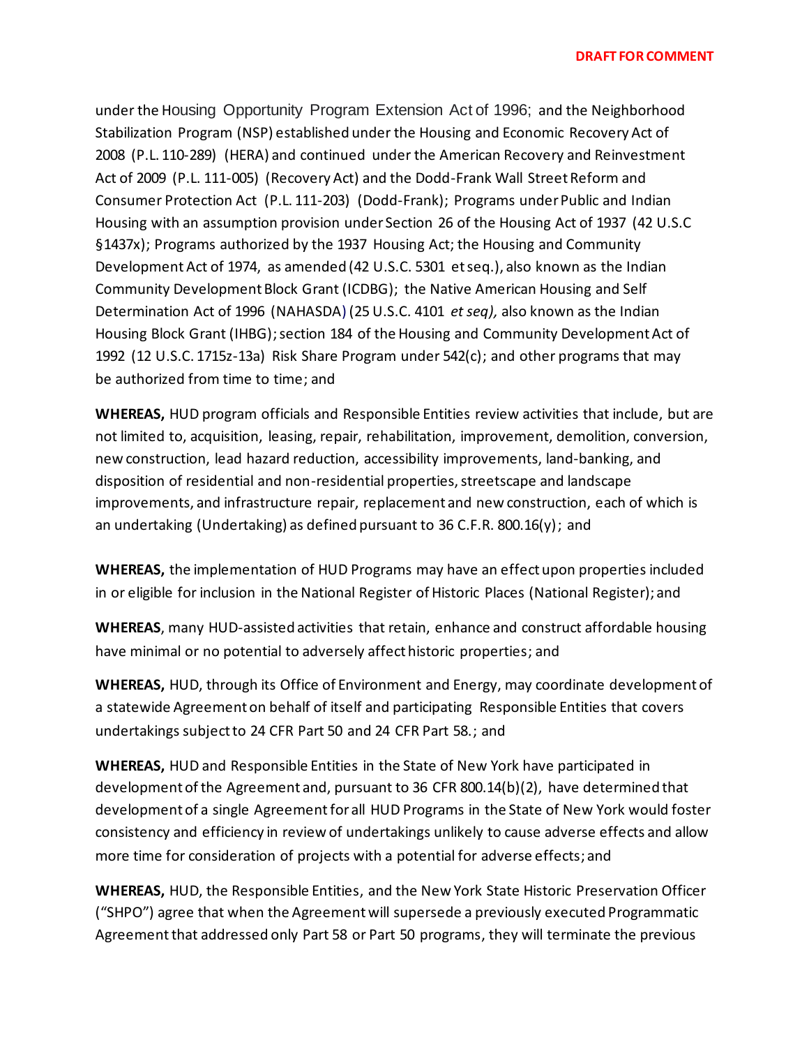under the Housing Opportunity Program Extension Act of 1996; and the Neighborhood Stabilization Program (NSP) established under the Housing and Economic Recovery Act of 2008 (P.L. 110-289) (HERA) and continued under the American Recovery and Reinvestment Act of 2009 (P.L. 111-005) (Recovery Act) and the Dodd-Frank Wall Street Reform and Consumer Protection Act (P.L. 111-203) (Dodd-Frank); Programs under Public and Indian Housing with an assumption provision under Section 26 of the Housing Act of 1937 (42 U.S.C §1437x); Programs authorized by the 1937 Housing Act; the Housing and Community Development Act of 1974, as amended (42 U.S.C. 5301 et seq.), also known as the Indian Community Development Block Grant (ICDBG); the Native American Housing and Self Determination Act of 1996 (NAHASDA) (25 U.S.C. 4101 *et seq),* also known as the Indian Housing Block Grant (IHBG); section 184 of the Housing and Community Development Act of 1992 (12 U.S.C. 1715z-13a) Risk Share Program under 542(c); and other programs that may be authorized from time to time; and

**WHEREAS,** HUD program officials and Responsible Entities review activities that include, but are not limited to, acquisition, leasing, repair, rehabilitation, improvement, demolition, conversion, new construction, lead hazard reduction, accessibility improvements, land-banking, and disposition of residential and non-residential properties, streetscape and landscape improvements, and infrastructure repair, replacement and new construction, each of which is an undertaking (Undertaking) as defined pursuant to 36 C.F.R. 800.16(y); and

**WHEREAS,** the implementation of HUD Programs may have an effect upon properties included in or eligible for inclusion in the National Register of Historic Places (National Register); and

**WHEREAS**, many HUD-assisted activities that retain, enhance and construct affordable housing have minimal or no potential to adversely affect historic properties; and

**WHEREAS,** HUD, through its Office of Environment and Energy, may coordinate development of a statewide Agreement on behalf of itself and participating Responsible Entities that covers undertakings subject to 24 CFR Part 50 and 24 CFR Part 58.; and

**WHEREAS,** HUD and Responsible Entities in the State of New York have participated in development of the Agreement and, pursuant to 36 CFR 800.14(b)(2), have determined that development of a single Agreement for all HUD Programs in the State of New York would foster consistency and efficiency in review of undertakings unlikely to cause adverse effects and allow more time for consideration of projects with a potential for adverse effects; and

**WHEREAS,** HUD, the Responsible Entities, and the New York State Historic Preservation Officer ("SHPO") agree that when the Agreement will supersede a previously executed Programmatic Agreement that addressed only Part 58 or Part 50 programs, they will terminate the previous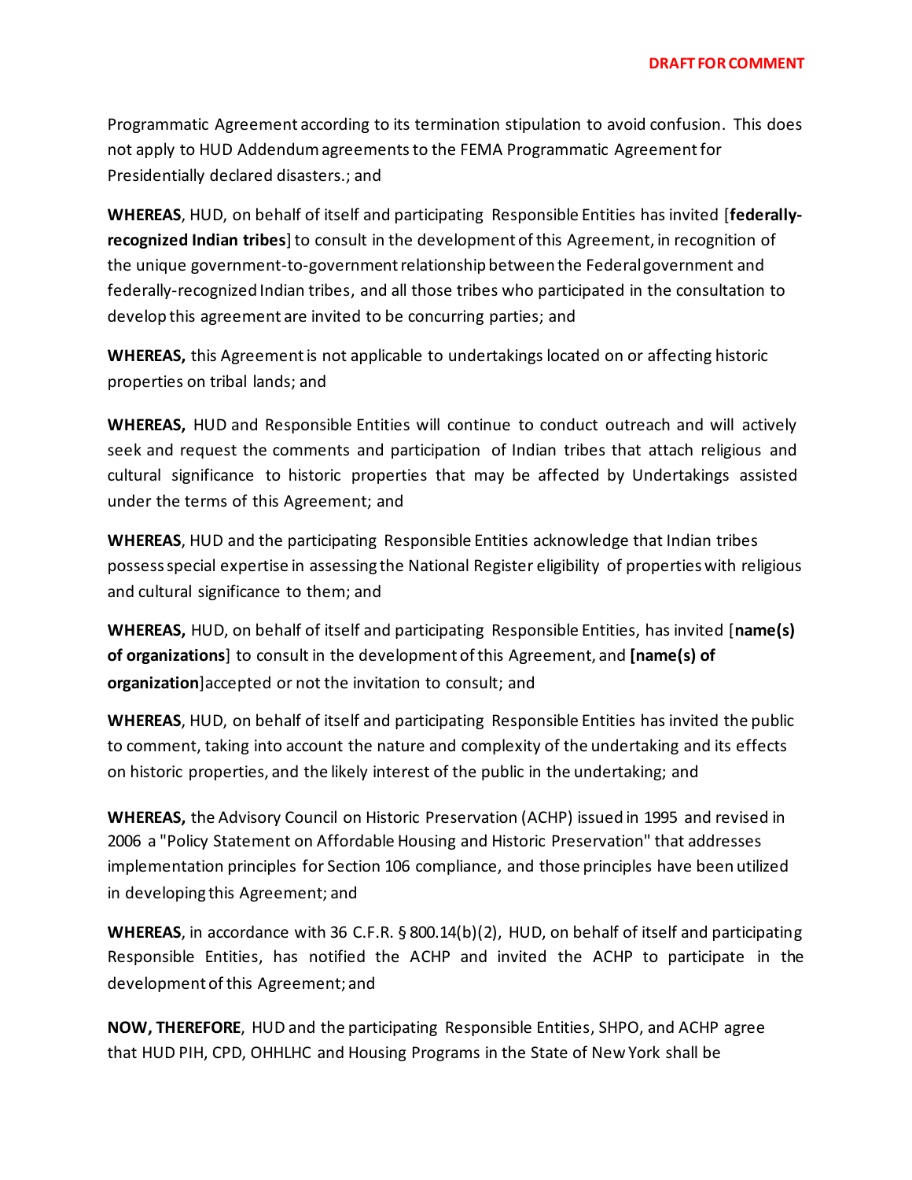Programmatic Agreement according to its termination stipulation to avoid confusion. This does not apply to HUD Addendum agreements to the FEMA Programmatic Agreement for Presidentially declared disasters.; and

**WHEREAS**, HUD, on behalf of itself and participating Responsible Entities has invited [**federally-recognized Indian tribes**] to consult in the development of this Agreement, in recognition of the unique government-to-government relationship between the Federal government and federally-recognized Indian tribes, and all those tribes who participated in the consultation to develop this agreement are invited to be concurring parties; and

**WHEREAS,** this Agreement is not applicable to undertakings located on or affecting historic properties on tribal lands; and

**WHEREAS,** HUD and Responsible Entities will continue to conduct outreach and will actively seek and request the comments and participation of Indian tribes that attach religious and cultural significance to historic properties that may be affected by Undertakings assisted under the terms of this Agreement; and

**WHEREAS**, HUD and the participating Responsible Entities acknowledge that Indian tribes possess special expertise in assessing the National Register eligibility of properties with religious and cultural significance to them; and

**WHEREAS,** HUD, on behalf of itself and participating Responsible Entities, has invited [**name(s) of organizations**] to consult in the development of this Agreement, and **[name(s) of organization**]accepted or not the invitation to consult; and

**WHEREAS**, HUD, on behalf of itself and participating Responsible Entities has invited the public to comment, taking into account the nature and complexity of the undertaking and its effects on historic properties, and the likely interest of the public in the undertaking; and

**WHEREAS,** the Advisory Council on Historic Preservation (ACHP) issued in 1995 and revised in 2006 a "Policy Statement on Affordable Housing and Historic Preservation" that addresses implementation principles for Section 106 compliance, and those principles have been utilized in developing this Agreement; and

**WHEREAS**, in accordance with 36 C.F.R. § 800.14(b)(2), HUD, on behalf of itself and participating Responsible Entities, has notified the ACHP and invited the ACHP to participate in the development of this Agreement; and

**NOW, THEREFORE**, HUD and the participating Responsible Entities, SHPO, and ACHP agree that HUD PIH, CPD, OHHLHC and Housing Programs in the State of New York shall be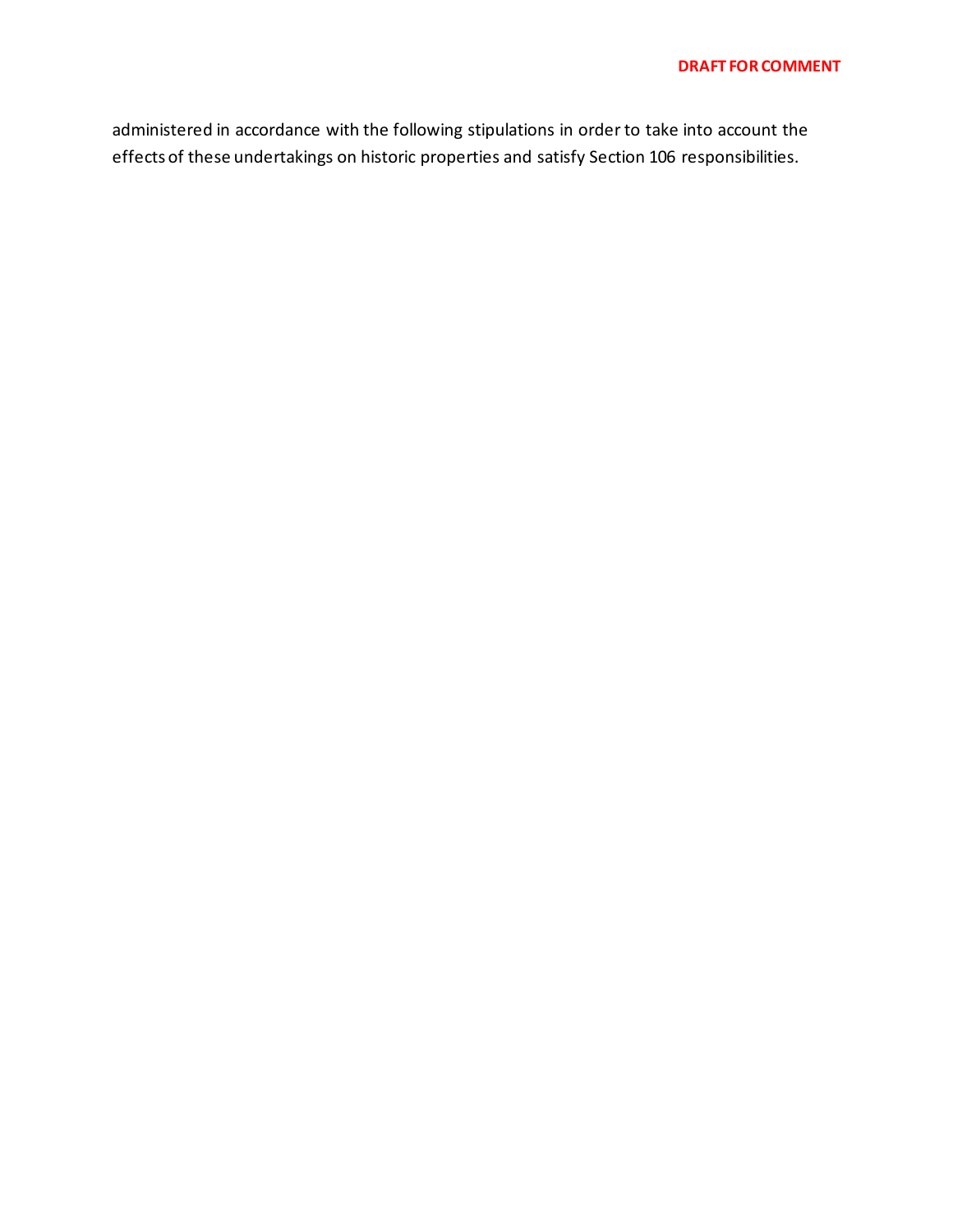administered in accordance with the following stipulations in order to take into account the effects of these undertakings on historic properties and satisfy Section 106 responsibilities.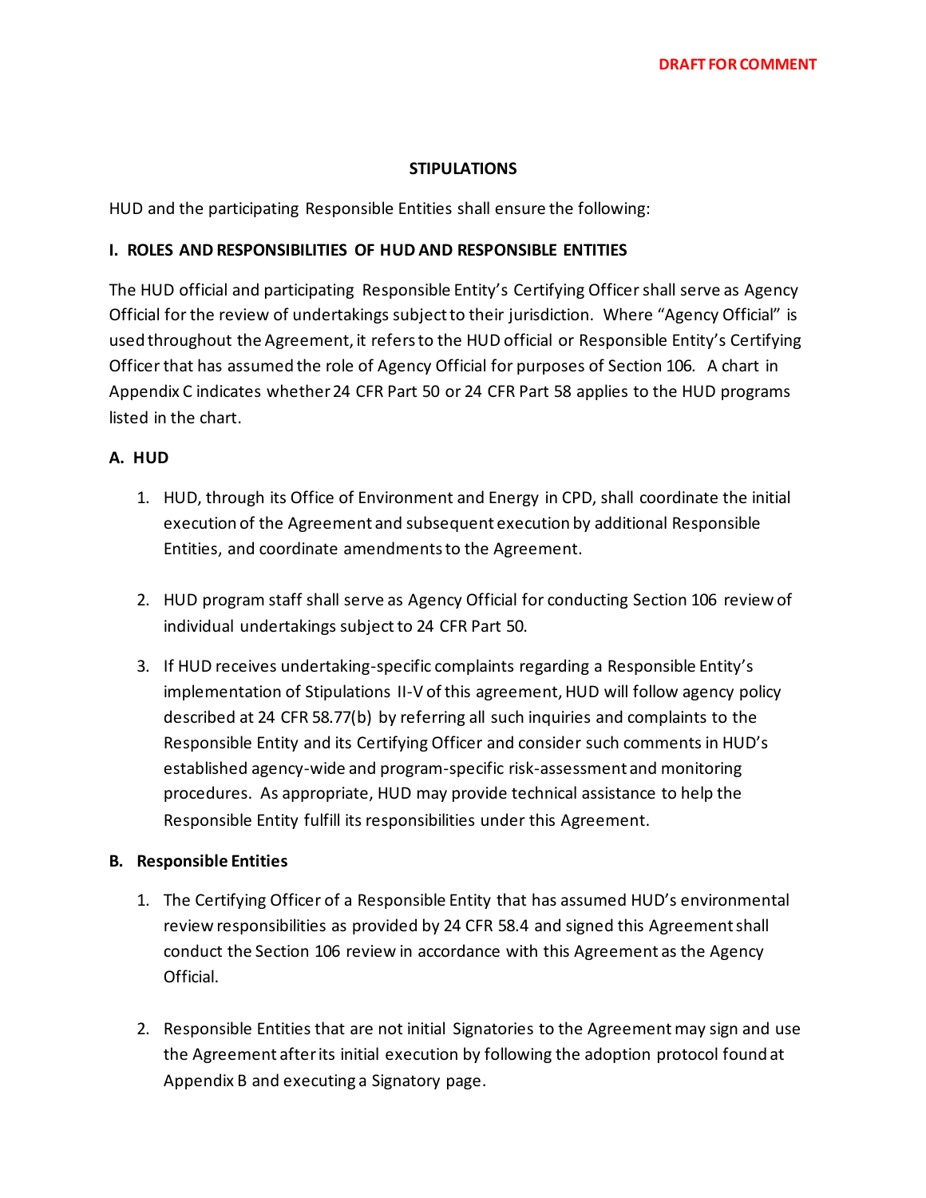DRAFT FOR COMMENT

## STIPULATIONS

HUD and the participating Responsible Entities shall ensure the following:

### I. ROLES AND RESPONSIBILITIES OF HUD AND RESPONSIBLE ENTITIES

The HUD official and participating Responsible Entity's Certifying Officer shall serve as Agency Official for the review of undertakings subject to their jurisdiction. Where "Agency Official" is used throughout the Agreement, it refers to the HUD official or Responsible Entity's Certifying Officer that has assumed the role of Agency Official for purposes of Section 106. A chart in Appendix C indicates whether 24 CFR Part 50 or 24 CFR Part 58 applies to the HUD programs listed in the chart.

#### A. HUD

1. HUD, through its Office of Environment and Energy in CPD, shall coordinate the initial execution of the Agreement and subsequent execution by additional Responsible Entities, and coordinate amendments to the Agreement.

2. HUD program staff shall serve as Agency Official for conducting Section 106 review of individual undertakings subject to 24 CFR Part 50.

3. If HUD receives undertaking-specific complaints regarding a Responsible Entity's implementation of Stipulations II-V of this agreement, HUD will follow agency policy described at 24 CFR 58.77(b) by referring all such inquiries and complaints to the Responsible Entity and its Certifying Officer and consider such comments in HUD's established agency-wide and program-specific risk-assessment and monitoring procedures. As appropriate, HUD may provide technical assistance to help the Responsible Entity fulfill its responsibilities under this Agreement.

#### B. Responsible Entities

1. The Certifying Officer of a Responsible Entity that has assumed HUD's environmental review responsibilities as provided by 24 CFR 58.4 and signed this Agreement shall conduct the Section 106 review in accordance with this Agreement as the Agency Official.

2. Responsible Entities that are not initial Signatories to the Agreement may sign and use the Agreement after its initial execution by following the adoption protocol found at Appendix B and executing a Signatory page.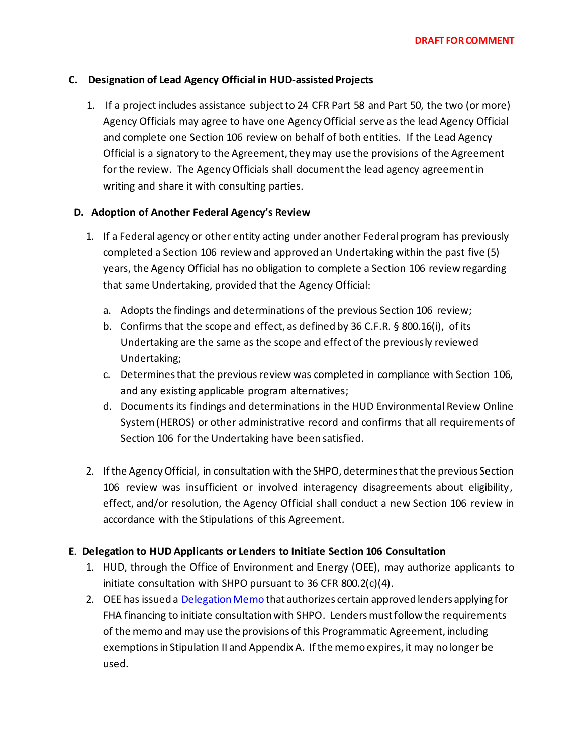DRAFT FOR COMMENT

### C. Designation of Lead Agency Official in HUD-assisted Projects

1. If a project includes assistance subject to 24 CFR Part 58 and Part 50, the two (or more) Agency Officials may agree to have one Agency Official serve as the lead Agency Official and complete one Section 106 review on behalf of both entities. If the Lead Agency Official is a signatory to the Agreement, they may use the provisions of the Agreement for the review. The Agency Officials shall document the lead agency agreement in writing and share it with consulting parties.

### D. Adoption of Another Federal Agency's Review

1. If a Federal agency or other entity acting under another Federal program has previously completed a Section 106 review and approved an Undertaking within the past five (5) years, the Agency Official has no obligation to complete a Section 106 review regarding that same Undertaking, provided that the Agency Official:

   a. Adopts the findings and determinations of the previous Section 106 review;

   b. Confirms that the scope and effect, as defined by 36 C.F.R. § 800.16(i), of its Undertaking are the same as the scope and effect of the previously reviewed Undertaking;

   c. Determines that the previous review was completed in compliance with Section 106, and any existing applicable program alternatives;

   d. Documents its findings and determinations in the HUD Environmental Review Online System (HEROS) or other administrative record and confirms that all requirements of Section 106 for the Undertaking have been satisfied.

2. If the Agency Official, in consultation with the SHPO, determines that the previous Section 106 review was insufficient or involved interagency disagreements about eligibility, effect, and/or resolution, the Agency Official shall conduct a new Section 106 review in accordance with the Stipulations of this Agreement.

### E. Delegation to HUD Applicants or Lenders to Initiate Section 106 Consultation

1. HUD, through the Office of Environment and Energy (OEE), may authorize applicants to initiate consultation with SHPO pursuant to 36 CFR 800.2(c)(4).
2. OEE has issued a Delegation Memo that authorizes certain approved lenders applying for FHA financing to initiate consultation with SHPO. Lenders must follow the requirements of the memo and may use the provisions of this Programmatic Agreement, including exemptions in Stipulation II and Appendix A. If the memo expires, it may no longer be used.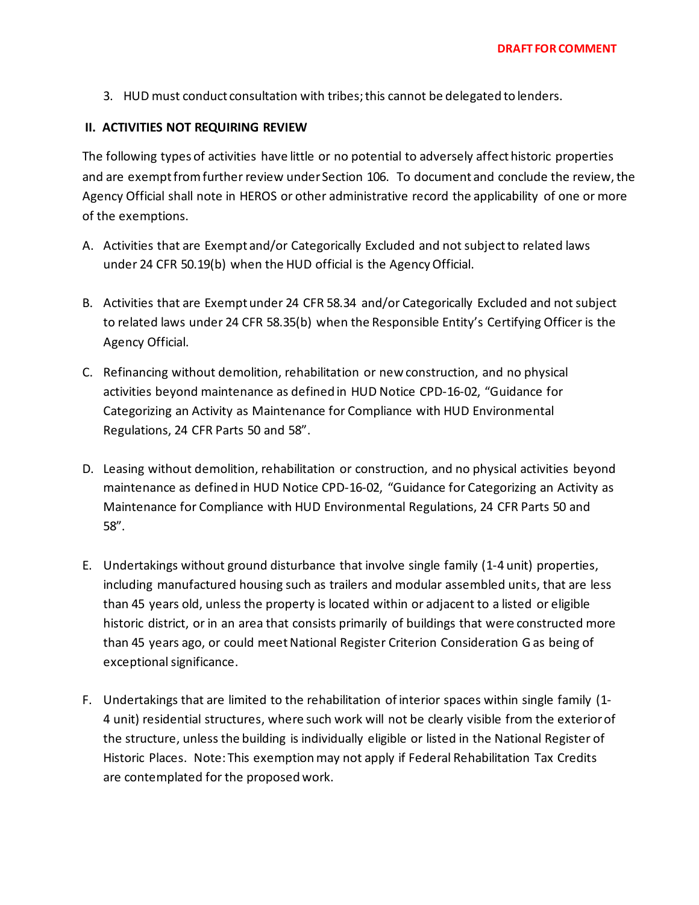3. HUD must conduct consultation with tribes; this cannot be delegated to lenders.

## II. ACTIVITIES NOT REQUIRING REVIEW

The following types of activities have little or no potential to adversely affect historic properties and are exempt from further review under Section 106. To document and conclude the review, the Agency Official shall note in HEROS or other administrative record the applicability of one or more of the exemptions.

A. Activities that are Exempt and/or Categorically Excluded and not subject to related laws under 24 CFR 50.19(b) when the HUD official is the Agency Official.

B. Activities that are Exempt under 24 CFR 58.34 and/or Categorically Excluded and not subject to related laws under 24 CFR 58.35(b) when the Responsible Entity's Certifying Officer is the Agency Official.

C. Refinancing without demolition, rehabilitation or new construction, and no physical activities beyond maintenance as defined in HUD Notice CPD-16-02, "Guidance for Categorizing an Activity as Maintenance for Compliance with HUD Environmental Regulations, 24 CFR Parts 50 and 58".

D. Leasing without demolition, rehabilitation or construction, and no physical activities beyond maintenance as defined in HUD Notice CPD-16-02, "Guidance for Categorizing an Activity as Maintenance for Compliance with HUD Environmental Regulations, 24 CFR Parts 50 and 58".

E. Undertakings without ground disturbance that involve single family (1-4 unit) properties, including manufactured housing such as trailers and modular assembled units, that are less than 45 years old, unless the property is located within or adjacent to a listed or eligible historic district, or in an area that consists primarily of buildings that were constructed more than 45 years ago, or could meet National Register Criterion Consideration G as being of exceptional significance.

F. Undertakings that are limited to the rehabilitation of interior spaces within single family (1-4 unit) residential structures, where such work will not be clearly visible from the exterior of the structure, unless the building is individually eligible or listed in the National Register of Historic Places. Note: This exemption may not apply if Federal Rehabilitation Tax Credits are contemplated for the proposed work.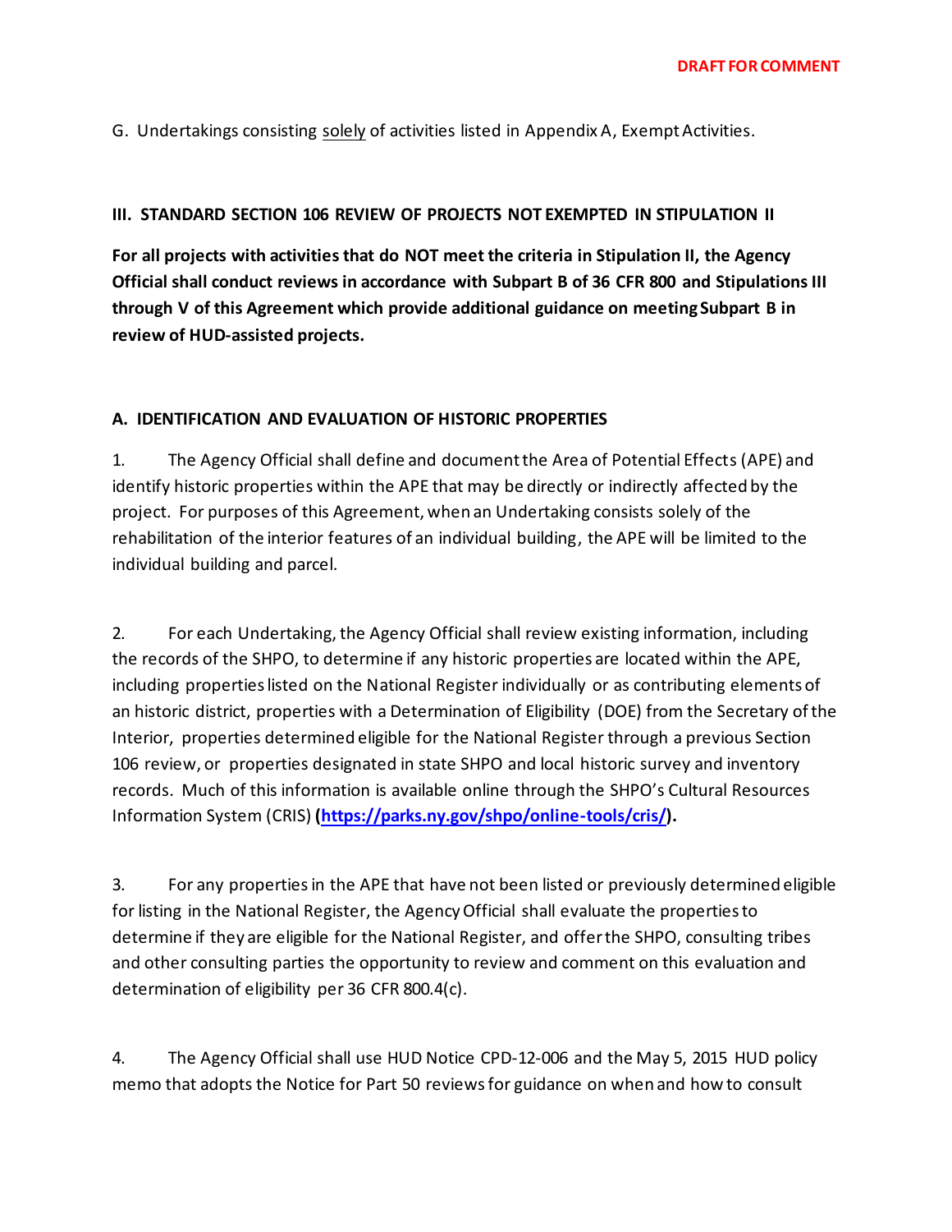**DRAFT FOR COMMENT**

G. Undertakings consisting <u>solely</u> of activities listed in Appendix A, Exempt Activities.

### III. STANDARD SECTION 106 REVIEW OF PROJECTS NOT EXEMPTED IN STIPULATION II

**For all projects with activities that do NOT meet the criteria in Stipulation II, the Agency Official shall conduct reviews in accordance with Subpart B of 36 CFR 800 and Stipulations III through V of this Agreement which provide additional guidance on meeting Subpart B in review of HUD-assisted projects.**

### A. IDENTIFICATION AND EVALUATION OF HISTORIC PROPERTIES

1. The Agency Official shall define and document the Area of Potential Effects (APE) and identify historic properties within the APE that may be directly or indirectly affected by the project. For purposes of this Agreement, when an Undertaking consists solely of the rehabilitation of the interior features of an individual building, the APE will be limited to the individual building and parcel.

2. For each Undertaking, the Agency Official shall review existing information, including the records of the SHPO, to determine if any historic properties are located within the APE, including properties listed on the National Register individually or as contributing elements of an historic district, properties with a Determination of Eligibility (DOE) from the Secretary of the Interior, properties determined eligible for the National Register through a previous Section 106 review, or properties designated in state SHPO and local historic survey and inventory records. Much of this information is available online through the SHPO's Cultural Resources Information System (CRIS) **(https://parks.ny.gov/shpo/online-tools/cris/).**

3. For any properties in the APE that have not been listed or previously determined eligible for listing in the National Register, the Agency Official shall evaluate the properties to determine if they are eligible for the National Register, and offer the SHPO, consulting tribes and other consulting parties the opportunity to review and comment on this evaluation and determination of eligibility per 36 CFR 800.4(c).

4. The Agency Official shall use HUD Notice CPD-12-006 and the May 5, 2015 HUD policy memo that adopts the Notice for Part 50 reviews for guidance on when and how to consult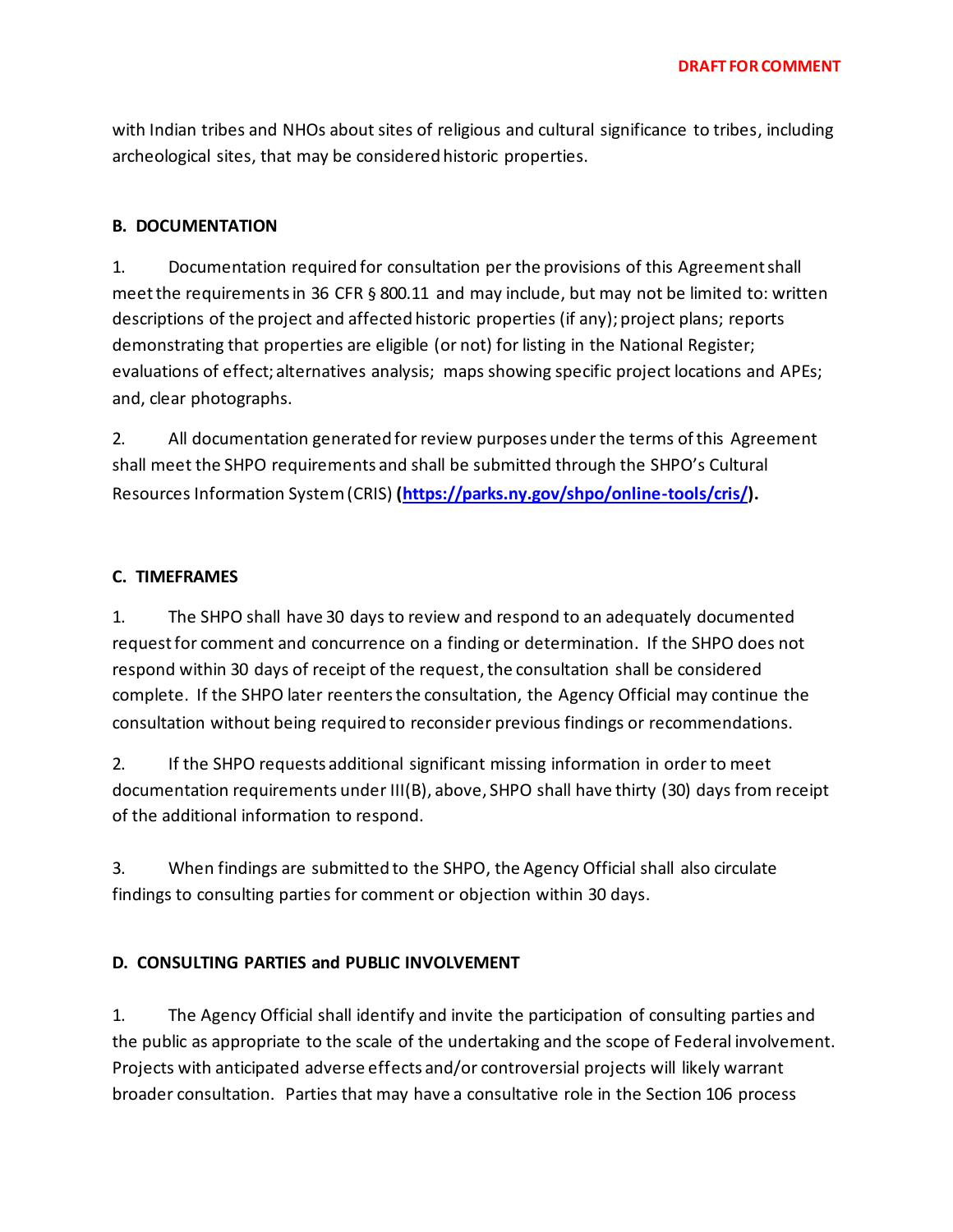with Indian tribes and NHOs about sites of religious and cultural significance to tribes, including archeological sites, that may be considered historic properties.

**B. DOCUMENTATION**

1. Documentation required for consultation per the provisions of this Agreement shall meet the requirements in 36 CFR § 800.11 and may include, but may not be limited to: written descriptions of the project and affected historic properties (if any); project plans; reports demonstrating that properties are eligible (or not) for listing in the National Register; evaluations of effect; alternatives analysis; maps showing specific project locations and APEs; and, clear photographs.

2. All documentation generated for review purposes under the terms of this Agreement shall meet the SHPO requirements and shall be submitted through the SHPO's Cultural Resources Information System (CRIS) **(https://parks.ny.gov/shpo/online-tools/cris/).**

**C. TIMEFRAMES**

1. The SHPO shall have 30 days to review and respond to an adequately documented request for comment and concurrence on a finding or determination. If the SHPO does not respond within 30 days of receipt of the request, the consultation shall be considered complete. If the SHPO later reenters the consultation, the Agency Official may continue the consultation without being required to reconsider previous findings or recommendations.

2. If the SHPO requests additional significant missing information in order to meet documentation requirements under III(B), above, SHPO shall have thirty (30) days from receipt of the additional information to respond.

3. When findings are submitted to the SHPO, the Agency Official shall also circulate findings to consulting parties for comment or objection within 30 days.

**D. CONSULTING PARTIES and PUBLIC INVOLVEMENT**

1. The Agency Official shall identify and invite the participation of consulting parties and the public as appropriate to the scale of the undertaking and the scope of Federal involvement. Projects with anticipated adverse effects and/or controversial projects will likely warrant broader consultation. Parties that may have a consultative role in the Section 106 process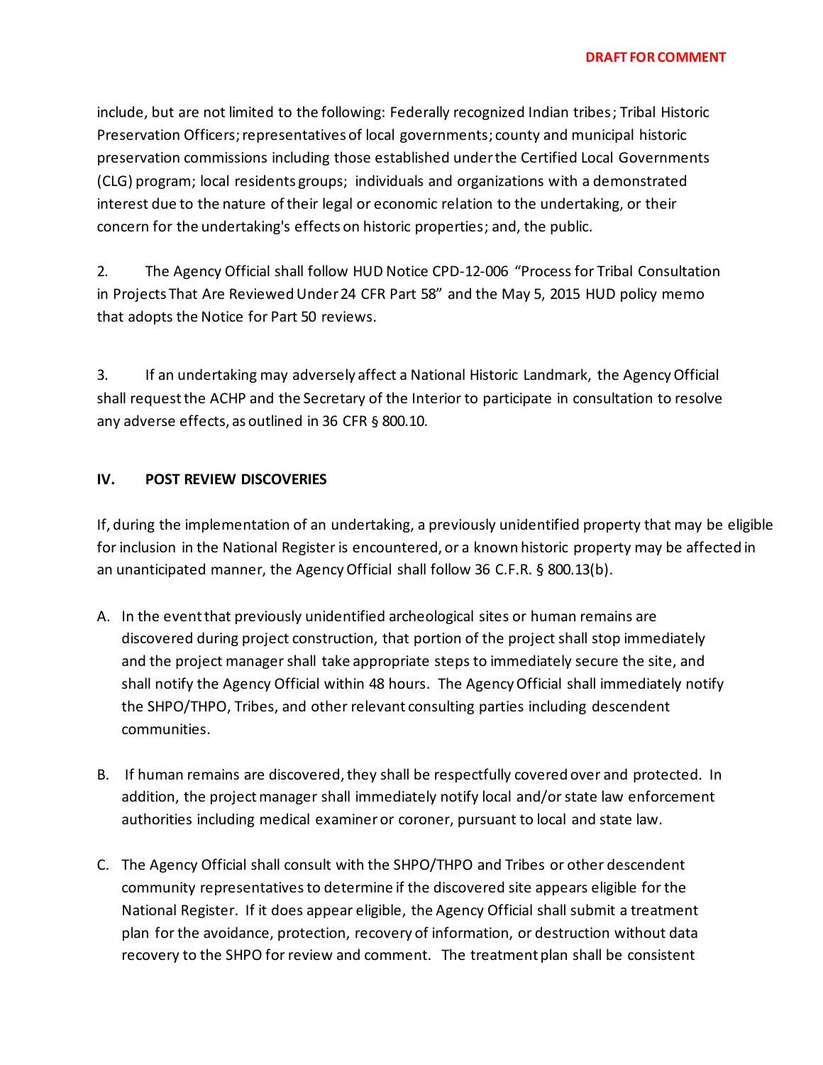include, but are not limited to the following: Federally recognized Indian tribes; Tribal Historic Preservation Officers; representatives of local governments; county and municipal historic preservation commissions including those established under the Certified Local Governments (CLG) program; local residents groups; individuals and organizations with a demonstrated interest due to the nature of their legal or economic relation to the undertaking, or their concern for the undertaking's effects on historic properties; and, the public.

2. The Agency Official shall follow HUD Notice CPD-12-006 "Process for Tribal Consultation in Projects That Are Reviewed Under 24 CFR Part 58" and the May 5, 2015 HUD policy memo that adopts the Notice for Part 50 reviews.

3. If an undertaking may adversely affect a National Historic Landmark, the Agency Official shall request the ACHP and the Secretary of the Interior to participate in consultation to resolve any adverse effects, as outlined in 36 CFR § 800.10.

## IV. POST REVIEW DISCOVERIES

If, during the implementation of an undertaking, a previously unidentified property that may be eligible for inclusion in the National Register is encountered, or a known historic property may be affected in an unanticipated manner, the Agency Official shall follow 36 C.F.R. § 800.13(b).

A. In the event that previously unidentified archeological sites or human remains are discovered during project construction, that portion of the project shall stop immediately and the project manager shall take appropriate steps to immediately secure the site, and shall notify the Agency Official within 48 hours. The Agency Official shall immediately notify the SHPO/THPO, Tribes, and other relevant consulting parties including descendent communities.

B. If human remains are discovered, they shall be respectfully covered over and protected. In addition, the project manager shall immediately notify local and/or state law enforcement authorities including medical examiner or coroner, pursuant to local and state law.

C. The Agency Official shall consult with the SHPO/THPO and Tribes or other descendent community representatives to determine if the discovered site appears eligible for the National Register. If it does appear eligible, the Agency Official shall submit a treatment plan for the avoidance, protection, recovery of information, or destruction without data recovery to the SHPO for review and comment. The treatment plan shall be consistent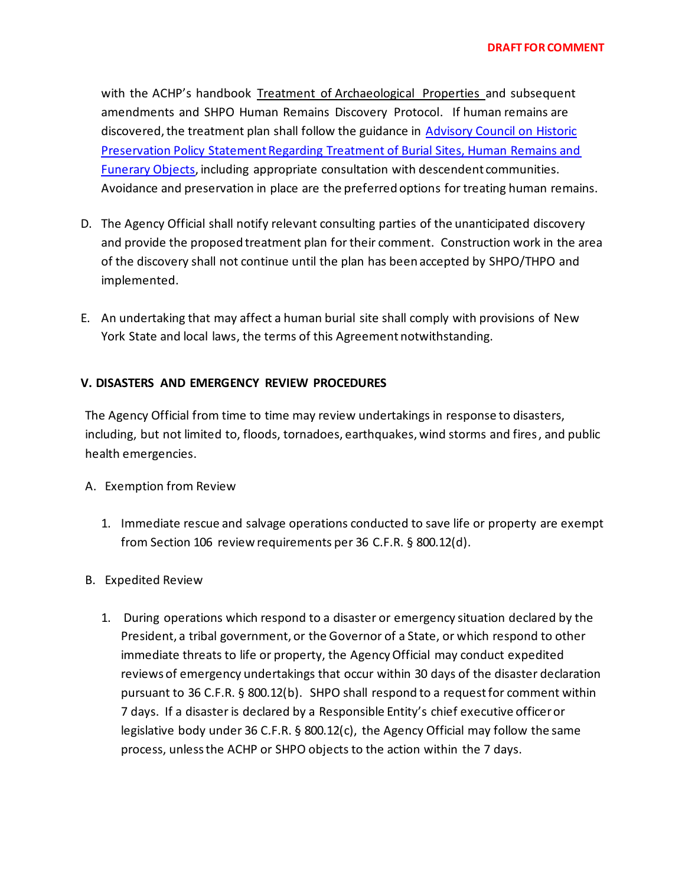with the ACHP's handbook Treatment of Archaeological Properties and subsequent amendments and SHPO Human Remains Discovery Protocol. If human remains are discovered, the treatment plan shall follow the guidance in [Advisory Council on Historic Preservation Policy Statement Regarding Treatment of Burial Sites, Human Remains and Funerary Objects](), including appropriate consultation with descendent communities. Avoidance and preservation in place are the preferred options for treating human remains.

D. The Agency Official shall notify relevant consulting parties of the unanticipated discovery and provide the proposed treatment plan for their comment. Construction work in the area of the discovery shall not continue until the plan has been accepted by SHPO/THPO and implemented.

E. An undertaking that may affect a human burial site shall comply with provisions of New York State and local laws, the terms of this Agreement notwithstanding.

## V. DISASTERS AND EMERGENCY REVIEW PROCEDURES

The Agency Official from time to time may review undertakings in response to disasters, including, but not limited to, floods, tornadoes, earthquakes, wind storms and fires, and public health emergencies.

A. Exemption from Review

1. Immediate rescue and salvage operations conducted to save life or property are exempt from Section 106 review requirements per 36 C.F.R. § 800.12(d).

B. Expedited Review

1. During operations which respond to a disaster or emergency situation declared by the President, a tribal government, or the Governor of a State, or which respond to other immediate threats to life or property, the Agency Official may conduct expedited reviews of emergency undertakings that occur within 30 days of the disaster declaration pursuant to 36 C.F.R. § 800.12(b). SHPO shall respond to a request for comment within 7 days. If a disaster is declared by a Responsible Entity's chief executive officer or legislative body under 36 C.F.R. § 800.12(c), the Agency Official may follow the same process, unless the ACHP or SHPO objects to the action within the 7 days.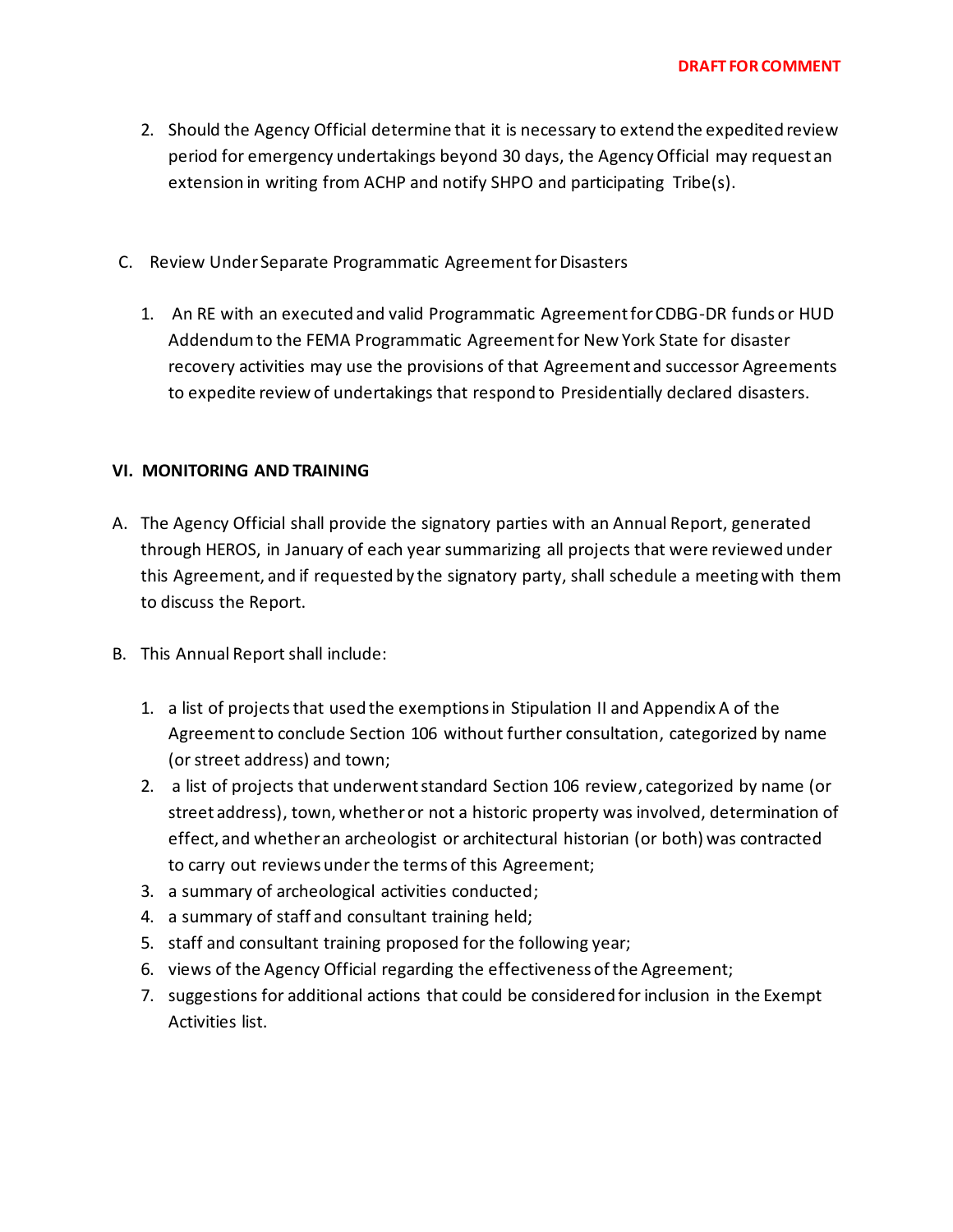2. Should the Agency Official determine that it is necessary to extend the expedited review period for emergency undertakings beyond 30 days, the Agency Official may request an extension in writing from ACHP and notify SHPO and participating Tribe(s).

C. Review Under Separate Programmatic Agreement for Disasters

1. An RE with an executed and valid Programmatic Agreement for CDBG-DR funds or HUD Addendum to the FEMA Programmatic Agreement for New York State for disaster recovery activities may use the provisions of that Agreement and successor Agreements to expedite review of undertakings that respond to Presidentially declared disasters.

## VI. MONITORING AND TRAINING

A. The Agency Official shall provide the signatory parties with an Annual Report, generated through HEROS, in January of each year summarizing all projects that were reviewed under this Agreement, and if requested by the signatory party, shall schedule a meeting with them to discuss the Report.

B. This Annual Report shall include:

1. a list of projects that used the exemptions in Stipulation II and Appendix A of the Agreement to conclude Section 106 without further consultation, categorized by name (or street address) and town;
2. a list of projects that underwent standard Section 106 review, categorized by name (or street address), town, whether or not a historic property was involved, determination of effect, and whether an archeologist or architectural historian (or both) was contracted to carry out reviews under the terms of this Agreement;
3. a summary of archeological activities conducted;
4. a summary of staff and consultant training held;
5. staff and consultant training proposed for the following year;
6. views of the Agency Official regarding the effectiveness of the Agreement;
7. suggestions for additional actions that could be considered for inclusion in the Exempt Activities list.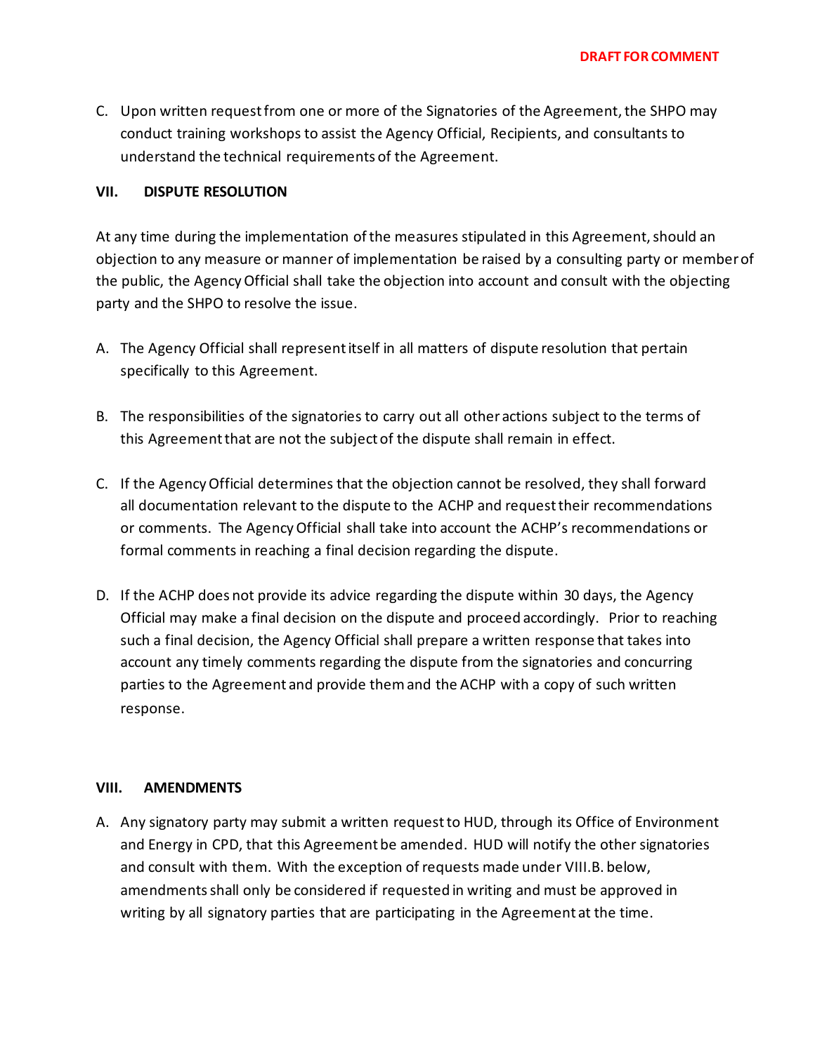**DRAFT FOR COMMENT**

C. Upon written request from one or more of the Signatories of the Agreement, the SHPO may conduct training workshops to assist the Agency Official, Recipients, and consultants to understand the technical requirements of the Agreement.

## VII. DISPUTE RESOLUTION

At any time during the implementation of the measures stipulated in this Agreement, should an objection to any measure or manner of implementation be raised by a consulting party or member of the public, the Agency Official shall take the objection into account and consult with the objecting party and the SHPO to resolve the issue.

A. The Agency Official shall represent itself in all matters of dispute resolution that pertain specifically to this Agreement.

B. The responsibilities of the signatories to carry out all other actions subject to the terms of this Agreement that are not the subject of the dispute shall remain in effect.

C. If the Agency Official determines that the objection cannot be resolved, they shall forward all documentation relevant to the dispute to the ACHP and request their recommendations or comments. The Agency Official shall take into account the ACHP's recommendations or formal comments in reaching a final decision regarding the dispute.

D. If the ACHP does not provide its advice regarding the dispute within 30 days, the Agency Official may make a final decision on the dispute and proceed accordingly. Prior to reaching such a final decision, the Agency Official shall prepare a written response that takes into account any timely comments regarding the dispute from the signatories and concurring parties to the Agreement and provide them and the ACHP with a copy of such written response.

## VIII. AMENDMENTS

A. Any signatory party may submit a written request to HUD, through its Office of Environment and Energy in CPD, that this Agreement be amended. HUD will notify the other signatories and consult with them. With the exception of requests made under VIII.B. below, amendments shall only be considered if requested in writing and must be approved in writing by all signatory parties that are participating in the Agreement at the time.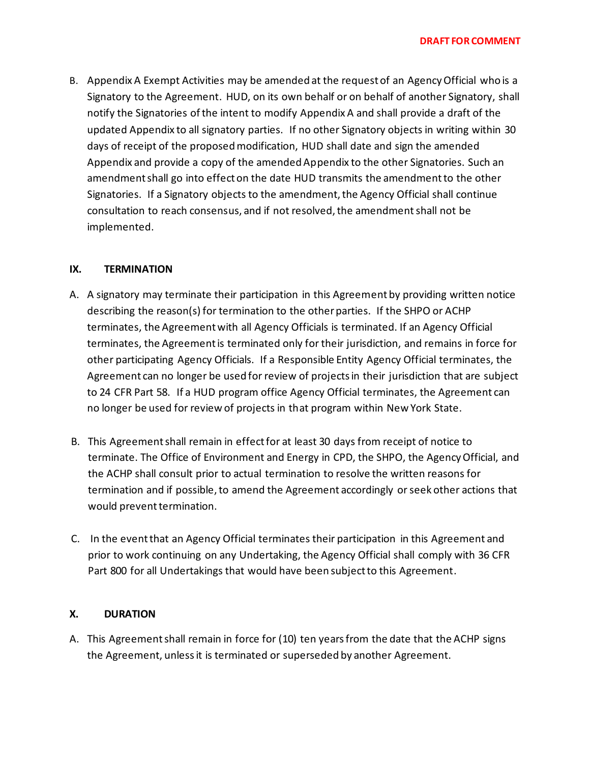B. Appendix A Exempt Activities may be amended at the request of an Agency Official who is a Signatory to the Agreement. HUD, on its own behalf or on behalf of another Signatory, shall notify the Signatories of the intent to modify Appendix A and shall provide a draft of the updated Appendix to all signatory parties. If no other Signatory objects in writing within 30 days of receipt of the proposed modification, HUD shall date and sign the amended Appendix and provide a copy of the amended Appendix to the other Signatories. Such an amendment shall go into effect on the date HUD transmits the amendment to the other Signatories. If a Signatory objects to the amendment, the Agency Official shall continue consultation to reach consensus, and if not resolved, the amendment shall not be implemented.

## IX. TERMINATION

A. A signatory may terminate their participation in this Agreement by providing written notice describing the reason(s) for termination to the other parties. If the SHPO or ACHP terminates, the Agreement with all Agency Officials is terminated. If an Agency Official terminates, the Agreement is terminated only for their jurisdiction, and remains in force for other participating Agency Officials. If a Responsible Entity Agency Official terminates, the Agreement can no longer be used for review of projects in their jurisdiction that are subject to 24 CFR Part 58. If a HUD program office Agency Official terminates, the Agreement can no longer be used for review of projects in that program within New York State.

B. This Agreement shall remain in effect for at least 30 days from receipt of notice to terminate. The Office of Environment and Energy in CPD, the SHPO, the Agency Official, and the ACHP shall consult prior to actual termination to resolve the written reasons for termination and if possible, to amend the Agreement accordingly or seek other actions that would prevent termination.

C. In the event that an Agency Official terminates their participation in this Agreement and prior to work continuing on any Undertaking, the Agency Official shall comply with 36 CFR Part 800 for all Undertakings that would have been subject to this Agreement.

## X. DURATION

A. This Agreement shall remain in force for (10) ten years from the date that the ACHP signs the Agreement, unless it is terminated or superseded by another Agreement.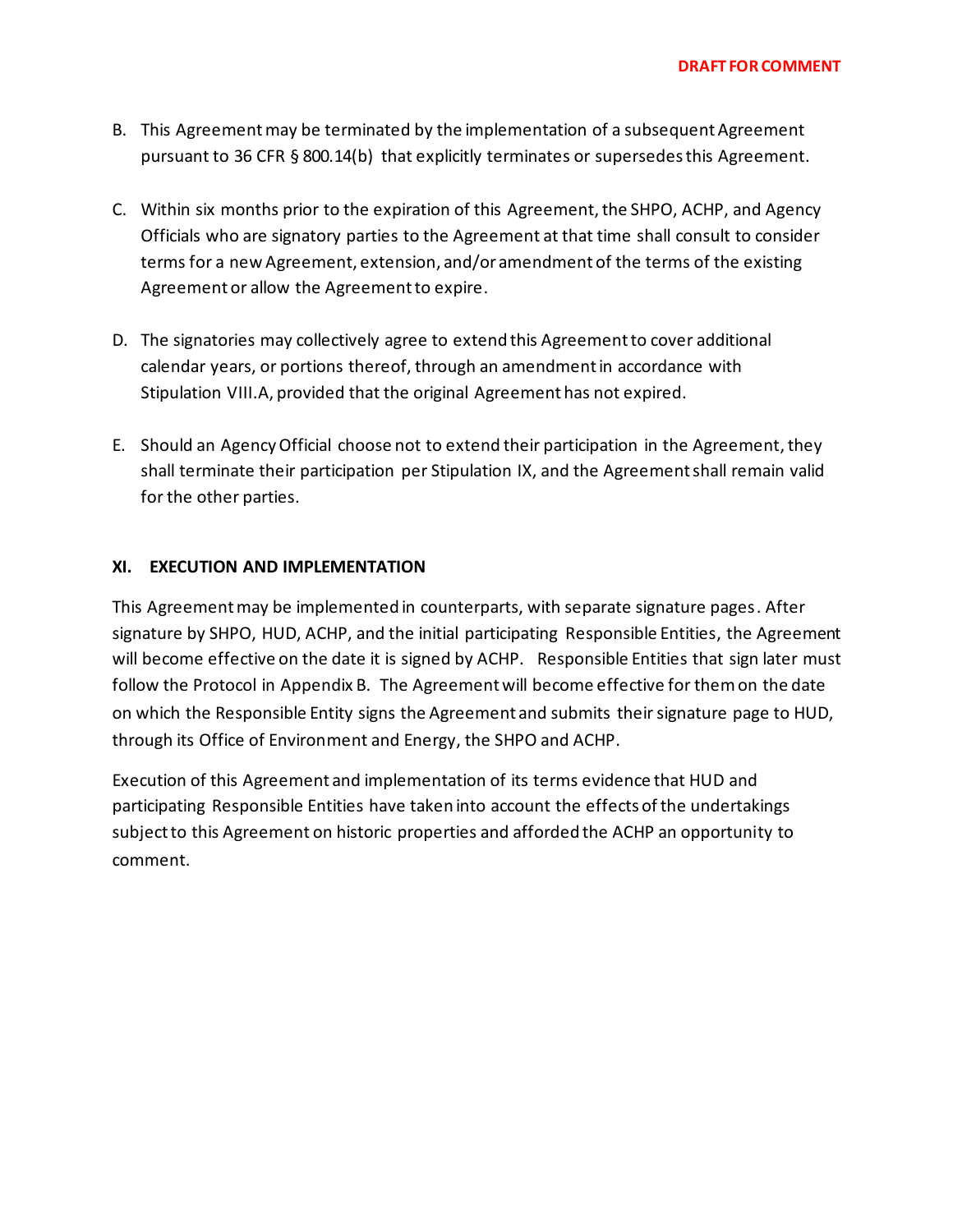B. This Agreement may be terminated by the implementation of a subsequent Agreement pursuant to 36 CFR § 800.14(b) that explicitly terminates or supersedes this Agreement.

C. Within six months prior to the expiration of this Agreement, the SHPO, ACHP, and Agency Officials who are signatory parties to the Agreement at that time shall consult to consider terms for a new Agreement, extension, and/or amendment of the terms of the existing Agreement or allow the Agreement to expire.

D. The signatories may collectively agree to extend this Agreement to cover additional calendar years, or portions thereof, through an amendment in accordance with Stipulation VIII.A, provided that the original Agreement has not expired.

E. Should an Agency Official choose not to extend their participation in the Agreement, they shall terminate their participation per Stipulation IX, and the Agreement shall remain valid for the other parties.

## XI. EXECUTION AND IMPLEMENTATION

This Agreement may be implemented in counterparts, with separate signature pages. After signature by SHPO, HUD, ACHP, and the initial participating Responsible Entities, the Agreement will become effective on the date it is signed by ACHP. Responsible Entities that sign later must follow the Protocol in Appendix B. The Agreement will become effective for them on the date on which the Responsible Entity signs the Agreement and submits their signature page to HUD, through its Office of Environment and Energy, the SHPO and ACHP.

Execution of this Agreement and implementation of its terms evidence that HUD and participating Responsible Entities have taken into account the effects of the undertakings subject to this Agreement on historic properties and afforded the ACHP an opportunity to comment.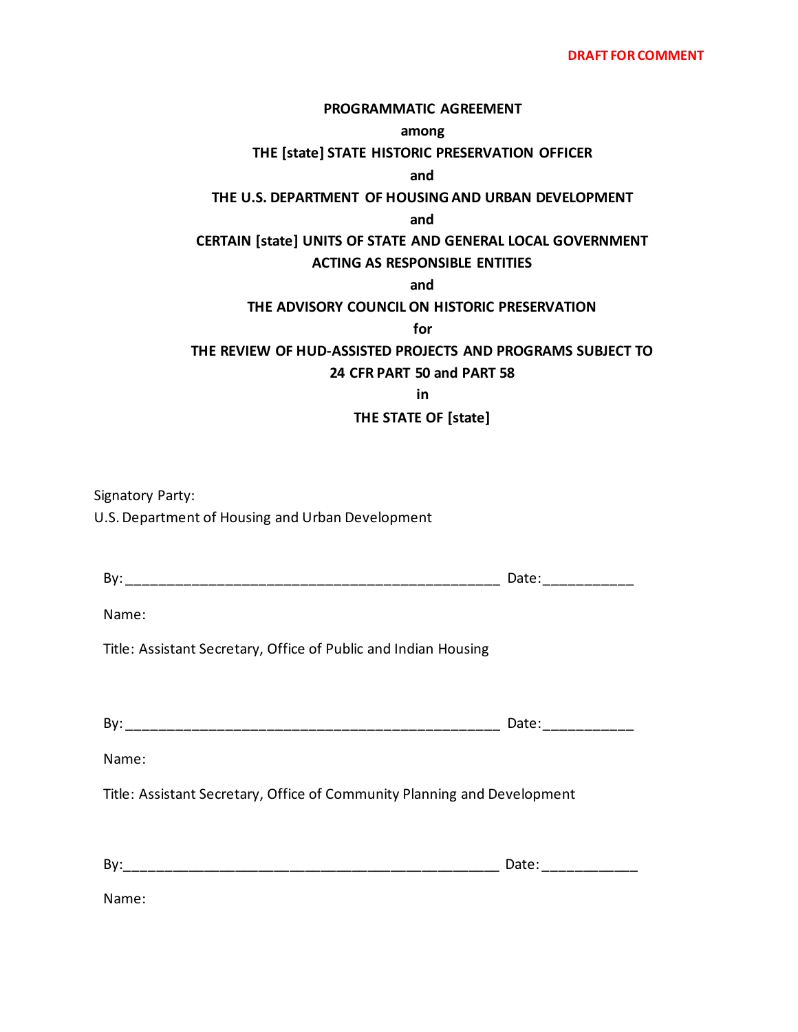DRAFT FOR COMMENT

**PROGRAMMATIC AGREEMENT**

**among**

**THE [state] STATE HISTORIC PRESERVATION OFFICER**

**and**

**THE U.S. DEPARTMENT OF HOUSING AND URBAN DEVELOPMENT**

**and**

**CERTAIN [state] UNITS OF STATE AND GENERAL LOCAL GOVERNMENT ACTING AS RESPONSIBLE ENTITIES**

**and**

**THE ADVISORY COUNCIL ON HISTORIC PRESERVATION**

**for**

**THE REVIEW OF HUD-ASSISTED PROJECTS AND PROGRAMS SUBJECT TO 24 CFR PART 50 and PART 58**

**in**

**THE STATE OF [state]**

Signatory Party:
U.S. Department of Housing and Urban Development

By:_______________________________________________ Date:___________

Name:

Title: Assistant Secretary, Office of Public and Indian Housing

By:_______________________________________________ Date:___________

Name:

Title: Assistant Secretary, Office of Community Planning and Development

By:_______________________________________________ Date:___________

Name: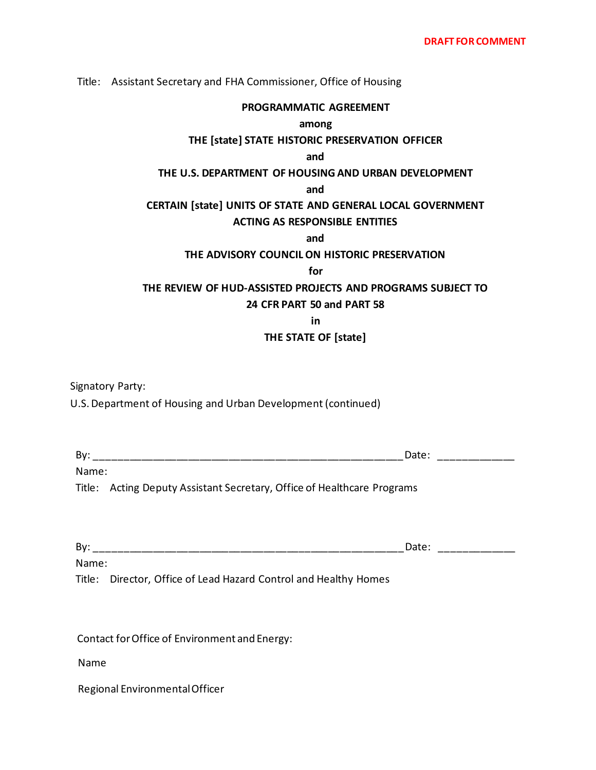**DRAFT FOR COMMENT**

Title: Assistant Secretary and FHA Commissioner, Office of Housing

**PROGRAMMATIC AGREEMENT**

**among**

**THE [state] STATE HISTORIC PRESERVATION OFFICER**

**and**

**THE U.S. DEPARTMENT OF HOUSING AND URBAN DEVELOPMENT**

**and**

**CERTAIN [state] UNITS OF STATE AND GENERAL LOCAL GOVERNMENT ACTING AS RESPONSIBLE ENTITIES**

**and**

**THE ADVISORY COUNCIL ON HISTORIC PRESERVATION**

**for**

**THE REVIEW OF HUD-ASSISTED PROJECTS AND PROGRAMS SUBJECT TO 24 CFR PART 50 and PART 58**

**in**

**THE STATE OF [state]**

Signatory Party:

U.S. Department of Housing and Urban Development (continued)

By: ______________________________________________________ Date: _____________

Name:

Title: Acting Deputy Assistant Secretary, Office of Healthcare Programs

By: ______________________________________________________ Date: _____________

Name:

Title: Director, Office of Lead Hazard Control and Healthy Homes

Contact for Office of Environment and Energy:

Name

Regional Environmental Officer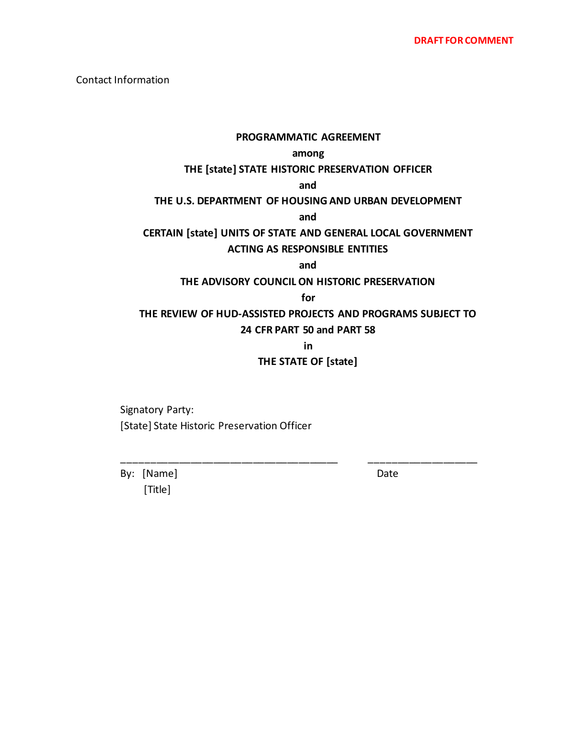**DRAFT FOR COMMENT**

Contact Information

**PROGRAMMATIC AGREEMENT**

**among**

**THE [state] STATE HISTORIC PRESERVATION OFFICER**

**and**

**THE U.S. DEPARTMENT OF HOUSING AND URBAN DEVELOPMENT**

**and**

**CERTAIN [state] UNITS OF STATE AND GENERAL LOCAL GOVERNMENT ACTING AS RESPONSIBLE ENTITIES**

**and**

**THE ADVISORY COUNCIL ON HISTORIC PRESERVATION**

**for**

**THE REVIEW OF HUD-ASSISTED PROJECTS AND PROGRAMS SUBJECT TO 24 CFR PART 50 and PART 58**

**in**

**THE STATE OF [state]**

Signatory Party:
[State] State Historic Preservation Officer

_____________________________________ ___________________

By: [Name] Date
[Title]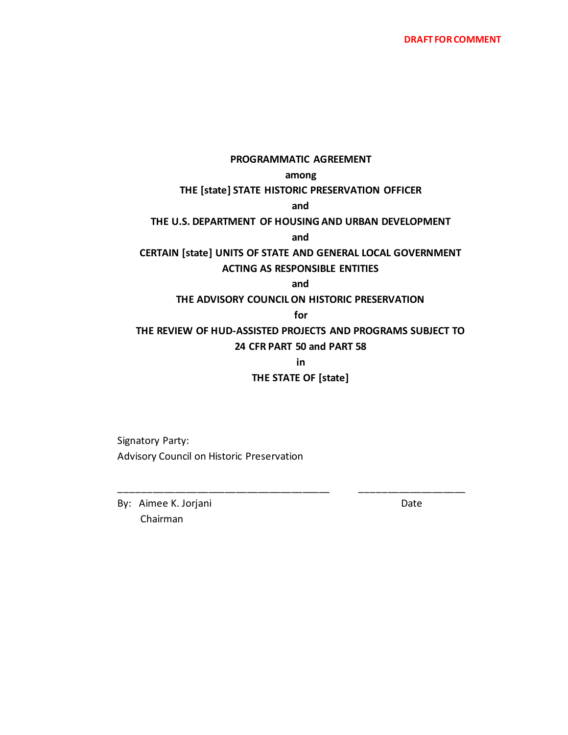DRAFT FOR COMMENT

**PROGRAMMATIC AGREEMENT**

**among**

**THE [state] STATE HISTORIC PRESERVATION OFFICER**

**and**

**THE U.S. DEPARTMENT OF HOUSING AND URBAN DEVELOPMENT**

**and**

**CERTAIN [state] UNITS OF STATE AND GENERAL LOCAL GOVERNMENT ACTING AS RESPONSIBLE ENTITIES**

**and**

**THE ADVISORY COUNCIL ON HISTORIC PRESERVATION**

**for**

**THE REVIEW OF HUD-ASSISTED PROJECTS AND PROGRAMS SUBJECT TO 24 CFR PART 50 and PART 58**

**in**

**THE STATE OF [state]**

Signatory Party:
Advisory Council on Historic Preservation

_____________________________________ ___________________

By: Aimee K. Jorjani Date
Chairman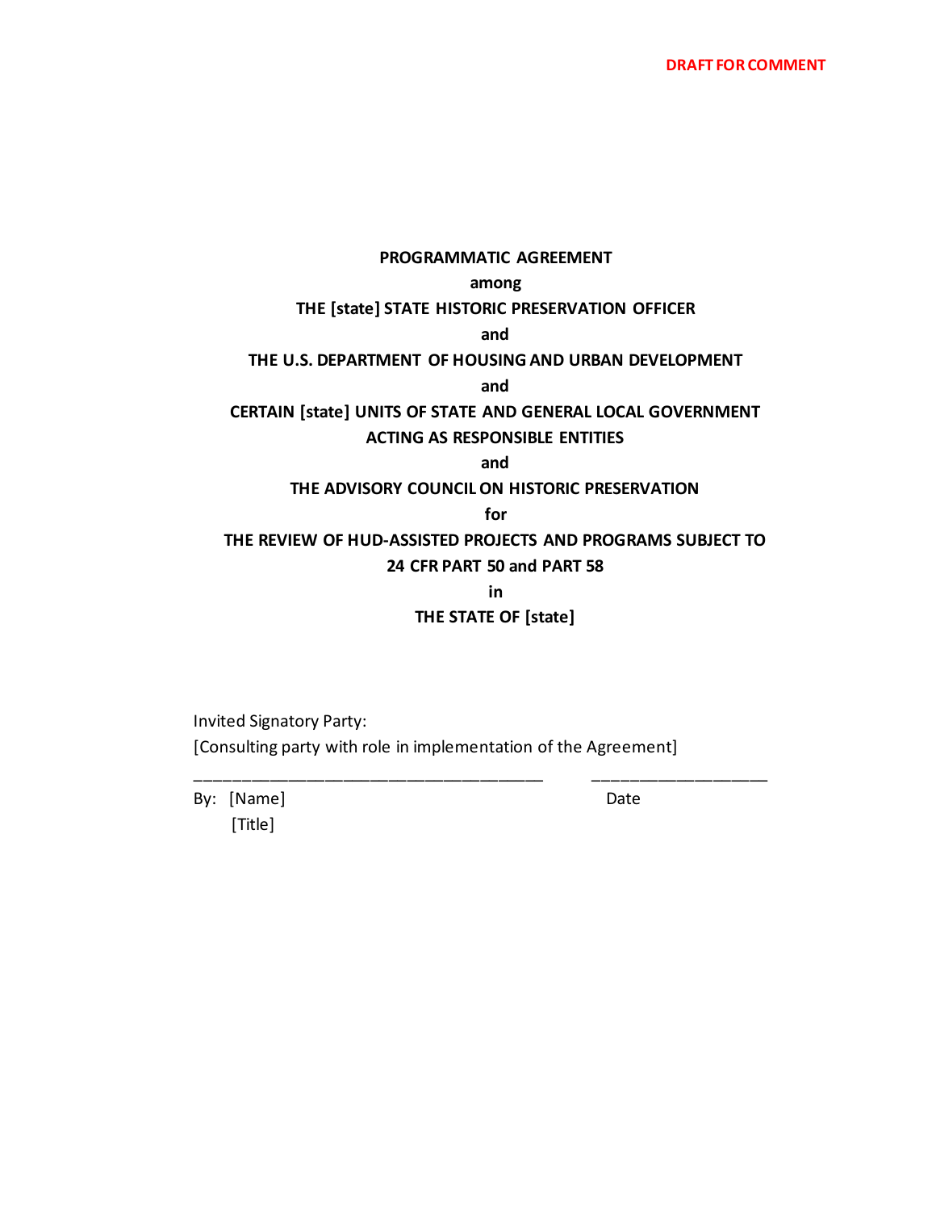DRAFT FOR COMMENT

**PROGRAMMATIC AGREEMENT**

**among**

**THE [state] STATE HISTORIC PRESERVATION OFFICER**

**and**

**THE U.S. DEPARTMENT OF HOUSING AND URBAN DEVELOPMENT**

**and**

**CERTAIN [state] UNITS OF STATE AND GENERAL LOCAL GOVERNMENT ACTING AS RESPONSIBLE ENTITIES**

**and**

**THE ADVISORY COUNCIL ON HISTORIC PRESERVATION**

**for**

**THE REVIEW OF HUD-ASSISTED PROJECTS AND PROGRAMS SUBJECT TO 24 CFR PART 50 and PART 58**

**in**

**THE STATE OF [state]**

Invited Signatory Party:

[Consulting party with role in implementation of the Agreement]

\_\_\_\_\_\_\_\_\_\_\_\_\_\_\_\_\_\_\_\_\_\_\_\_\_\_\_\_\_\_\_\_\_\_\_\_\_\_\_\_ \_\_\_\_\_\_\_\_\_\_\_\_\_\_\_\_\_\_\_\_

By: [Name] Date

[Title]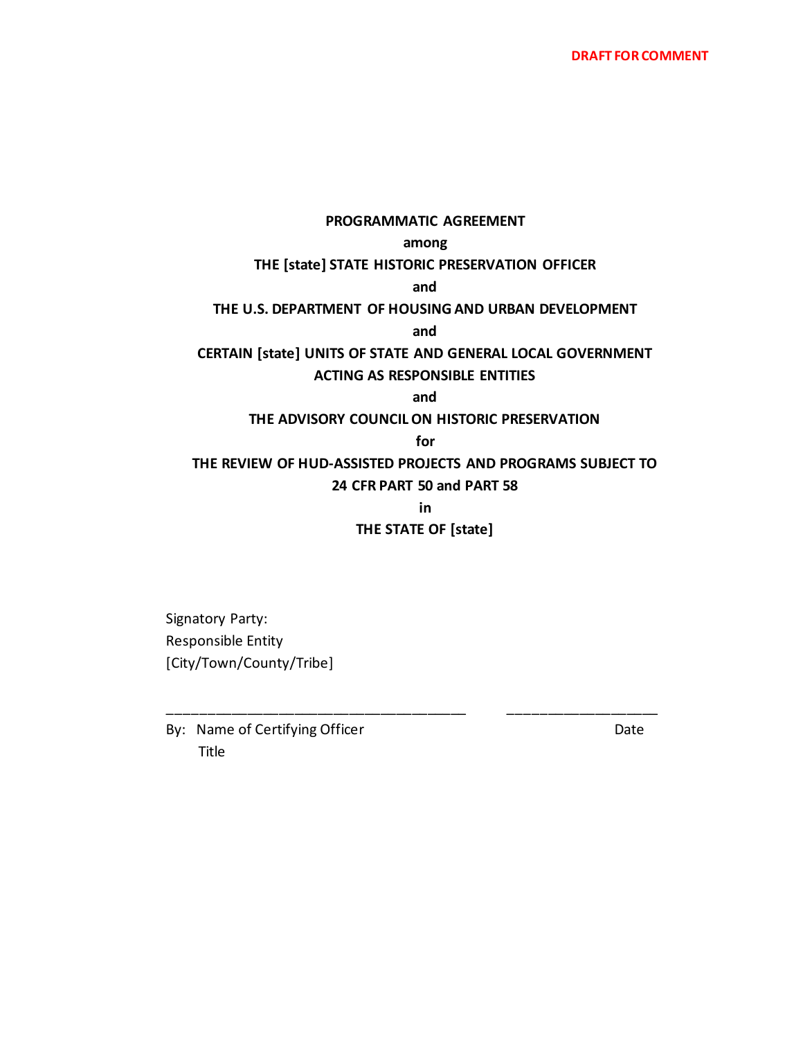DRAFT FOR COMMENT

**PROGRAMMATIC AGREEMENT**

**among**

**THE [state] STATE HISTORIC PRESERVATION OFFICER**

**and**

**THE U.S. DEPARTMENT OF HOUSING AND URBAN DEVELOPMENT**

**and**

**CERTAIN [state] UNITS OF STATE AND GENERAL LOCAL GOVERNMENT ACTING AS RESPONSIBLE ENTITIES**

**and**

**THE ADVISORY COUNCIL ON HISTORIC PRESERVATION**

**for**

**THE REVIEW OF HUD-ASSISTED PROJECTS AND PROGRAMS SUBJECT TO 24 CFR PART 50 and PART 58**

**in**

**THE STATE OF [state]**

Signatory Party:
Responsible Entity
[City/Town/County/Tribe]

_______________________________________ ____________________

By: Name of Certifying Officer Date
Title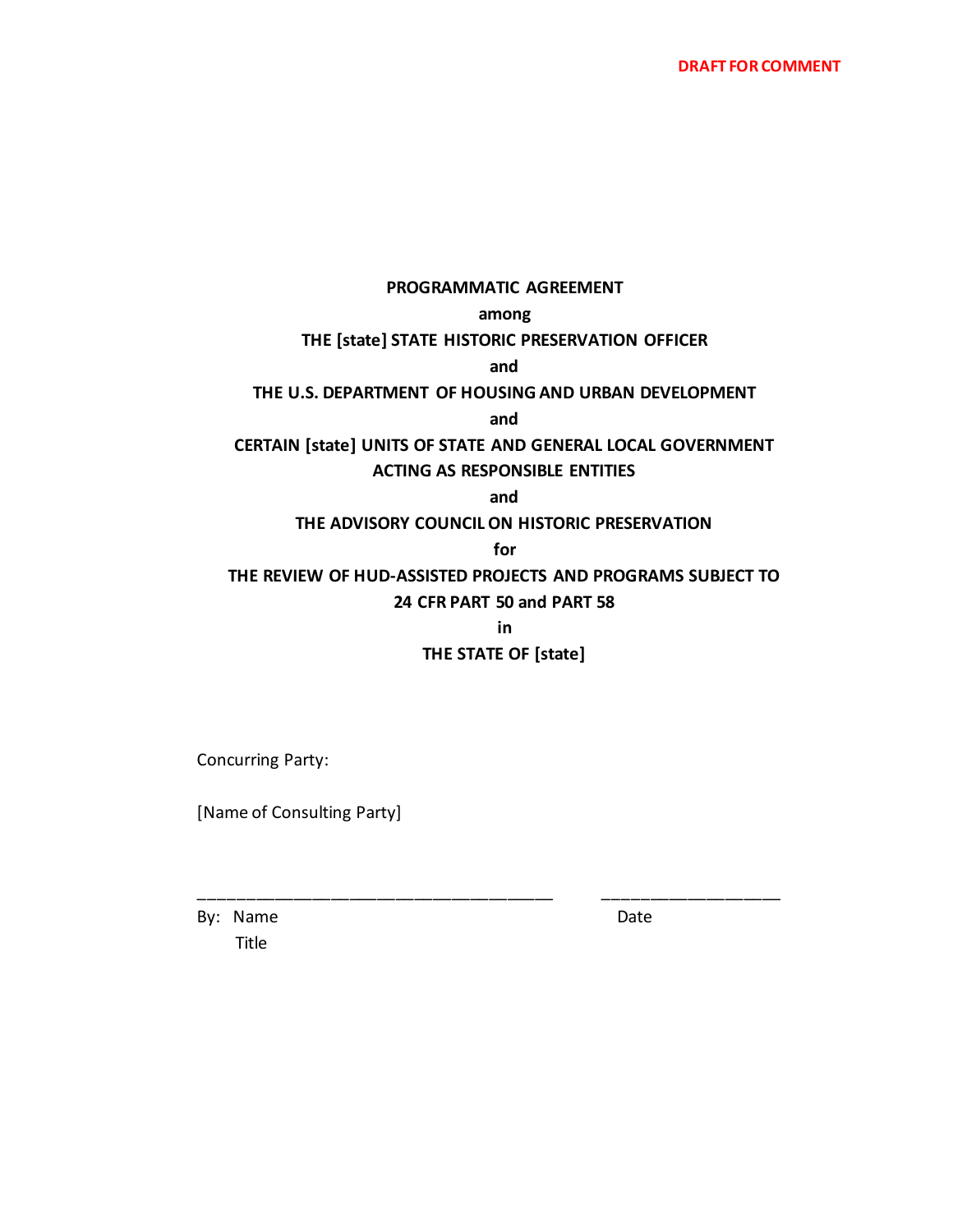DRAFT FOR COMMENT

**PROGRAMMATIC AGREEMENT**

**among**

**THE [state] STATE HISTORIC PRESERVATION OFFICER**

**and**

**THE U.S. DEPARTMENT OF HOUSING AND URBAN DEVELOPMENT**

**and**

**CERTAIN [state] UNITS OF STATE AND GENERAL LOCAL GOVERNMENT ACTING AS RESPONSIBLE ENTITIES**

**and**

**THE ADVISORY COUNCIL ON HISTORIC PRESERVATION**

**for**

**THE REVIEW OF HUD-ASSISTED PROJECTS AND PROGRAMS SUBJECT TO 24 CFR PART 50 and PART 58**

**in**

**THE STATE OF [state]**

Concurring Party:

[Name of Consulting Party]

_______________________________________ ____________________

By: Name Date

Title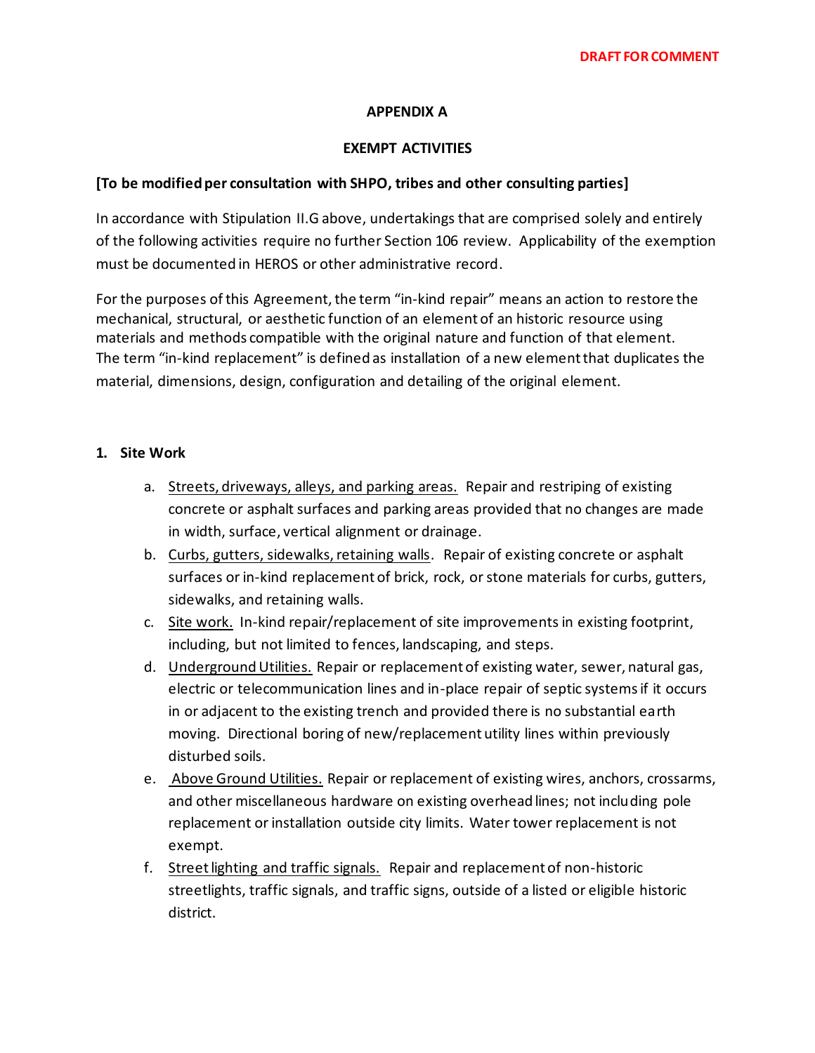DRAFT FOR COMMENT

# APPENDIX A

## EXEMPT ACTIVITIES

**[To be modified per consultation with SHPO, tribes and other consulting parties]**

In accordance with Stipulation II.G above, undertakings that are comprised solely and entirely of the following activities require no further Section 106 review. Applicability of the exemption must be documented in HEROS or other administrative record.

For the purposes of this Agreement, the term "in-kind repair" means an action to restore the mechanical, structural, or aesthetic function of an element of an historic resource using materials and methods compatible with the original nature and function of that element. The term "in-kind replacement" is defined as installation of a new element that duplicates the material, dimensions, design, configuration and detailing of the original element.

### 1. Site Work

a. <u>Streets, driveways, alleys, and parking areas.</u> Repair and restriping of existing concrete or asphalt surfaces and parking areas provided that no changes are made in width, surface, vertical alignment or drainage.

b. <u>Curbs, gutters, sidewalks, retaining walls</u>. Repair of existing concrete or asphalt surfaces or in-kind replacement of brick, rock, or stone materials for curbs, gutters, sidewalks, and retaining walls.

c. <u>Site work.</u> In-kind repair/replacement of site improvements in existing footprint, including, but not limited to fences, landscaping, and steps.

d. <u>Underground Utilities.</u> Repair or replacement of existing water, sewer, natural gas, electric or telecommunication lines and in-place repair of septic systems if it occurs in or adjacent to the existing trench and provided there is no substantial earth moving. Directional boring of new/replacement utility lines within previously disturbed soils.

e. <u>Above Ground Utilities.</u> Repair or replacement of existing wires, anchors, crossarms, and other miscellaneous hardware on existing overhead lines; not including pole replacement or installation outside city limits. Water tower replacement is not exempt.

f. <u>Street lighting and traffic signals.</u> Repair and replacement of non-historic streetlights, traffic signals, and traffic signs, outside of a listed or eligible historic district.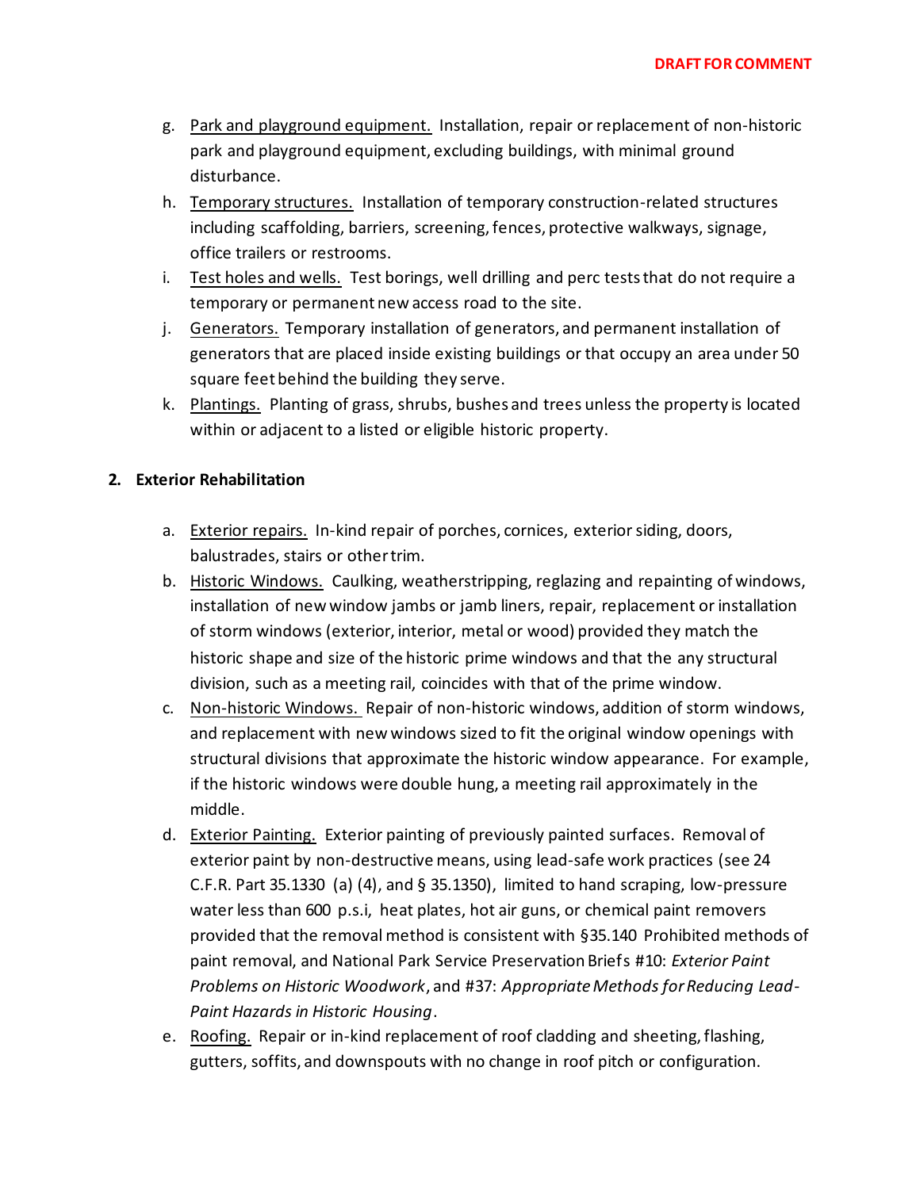g. Park and playground equipment. Installation, repair or replacement of non-historic park and playground equipment, excluding buildings, with minimal ground disturbance.
h. Temporary structures. Installation of temporary construction-related structures including scaffolding, barriers, screening, fences, protective walkways, signage, office trailers or restrooms.
i. Test holes and wells. Test borings, well drilling and perc tests that do not require a temporary or permanent new access road to the site.
j. Generators. Temporary installation of generators, and permanent installation of generators that are placed inside existing buildings or that occupy an area under 50 square feet behind the building they serve.
k. Plantings. Planting of grass, shrubs, bushes and trees unless the property is located within or adjacent to a listed or eligible historic property.

**2. Exterior Rehabilitation**

a. Exterior repairs. In-kind repair of porches, cornices, exterior siding, doors, balustrades, stairs or other trim.
b. Historic Windows. Caulking, weatherstripping, reglazing and repainting of windows, installation of new window jambs or jamb liners, repair, replacement or installation of storm windows (exterior, interior, metal or wood) provided they match the historic shape and size of the historic prime windows and that the any structural division, such as a meeting rail, coincides with that of the prime window.
c. Non-historic Windows. Repair of non-historic windows, addition of storm windows, and replacement with new windows sized to fit the original window openings with structural divisions that approximate the historic window appearance. For example, if the historic windows were double hung, a meeting rail approximately in the middle.
d. Exterior Painting. Exterior painting of previously painted surfaces. Removal of exterior paint by non-destructive means, using lead-safe work practices (see 24 C.F.R. Part 35.1330 (a) (4), and § 35.1350), limited to hand scraping, low-pressure water less than 600 p.s.i, heat plates, hot air guns, or chemical paint removers provided that the removal method is consistent with §35.140 Prohibited methods of paint removal, and National Park Service Preservation Briefs #10: *Exterior Paint Problems on Historic Woodwork*, and #37: *Appropriate Methods for Reducing Lead-Paint Hazards in Historic Housing*.
e. Roofing. Repair or in-kind replacement of roof cladding and sheeting, flashing, gutters, soffits, and downspouts with no change in roof pitch or configuration.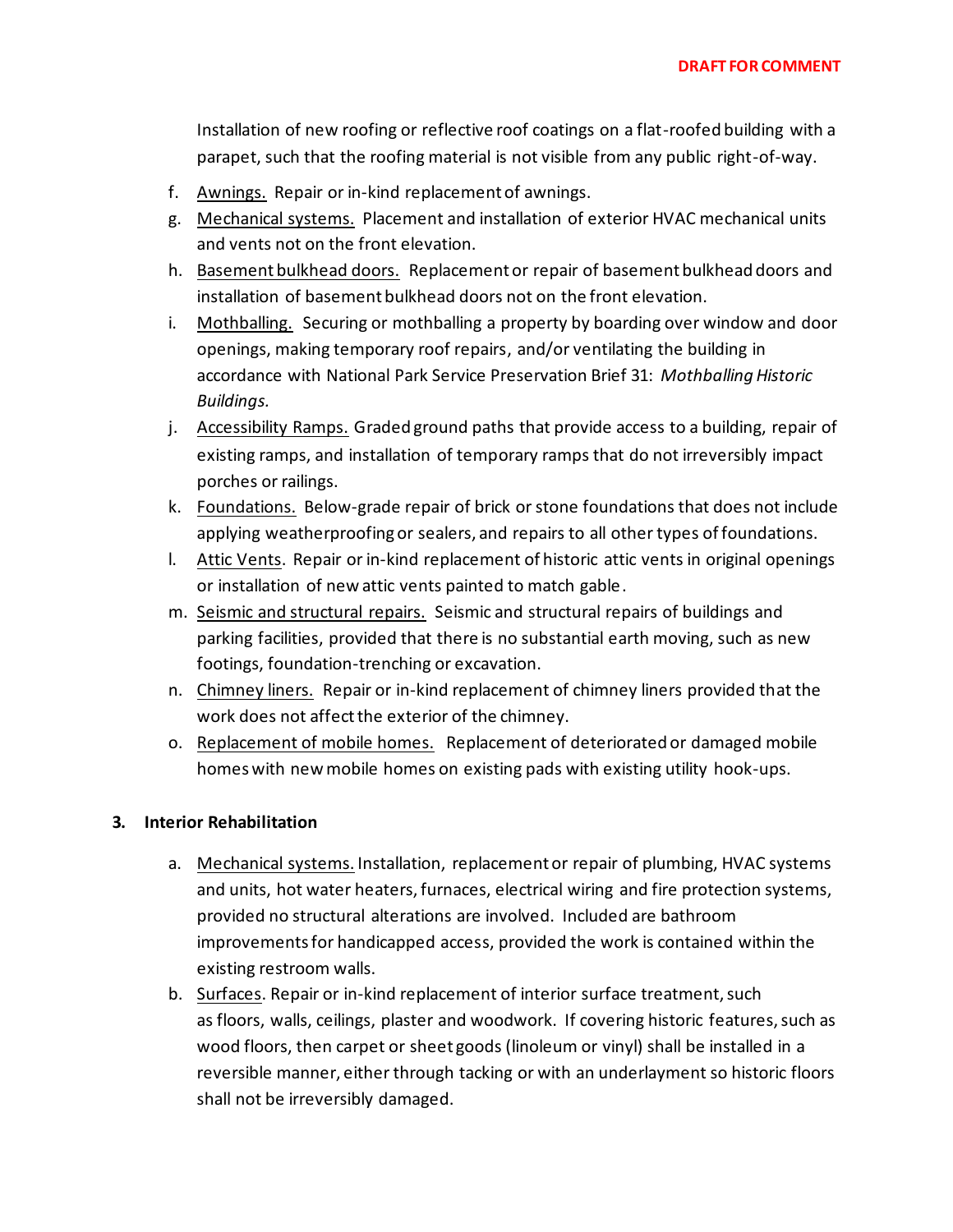Installation of new roofing or reflective roof coatings on a flat-roofed building with a parapet, such that the roofing material is not visible from any public right-of-way.

f. Awnings. Repair or in-kind replacement of awnings.
g. Mechanical systems. Placement and installation of exterior HVAC mechanical units and vents not on the front elevation.
h. Basement bulkhead doors. Replacement or repair of basement bulkhead doors and installation of basement bulkhead doors not on the front elevation.
i. Mothballing. Securing or mothballing a property by boarding over window and door openings, making temporary roof repairs, and/or ventilating the building in accordance with National Park Service Preservation Brief 31: *Mothballing Historic Buildings.*
j. Accessibility Ramps. Graded ground paths that provide access to a building, repair of existing ramps, and installation of temporary ramps that do not irreversibly impact porches or railings.
k. Foundations. Below-grade repair of brick or stone foundations that does not include applying weatherproofing or sealers, and repairs to all other types of foundations.
l. Attic Vents. Repair or in-kind replacement of historic attic vents in original openings or installation of new attic vents painted to match gable.
m. Seismic and structural repairs. Seismic and structural repairs of buildings and parking facilities, provided that there is no substantial earth moving, such as new footings, foundation-trenching or excavation.
n. Chimney liners. Repair or in-kind replacement of chimney liners provided that the work does not affect the exterior of the chimney.
o. Replacement of mobile homes. Replacement of deteriorated or damaged mobile homes with new mobile homes on existing pads with existing utility hook-ups.

**3. Interior Rehabilitation**

a. Mechanical systems. Installation, replacement or repair of plumbing, HVAC systems and units, hot water heaters, furnaces, electrical wiring and fire protection systems, provided no structural alterations are involved. Included are bathroom improvements for handicapped access, provided the work is contained within the existing restroom walls.
b. Surfaces. Repair or in-kind replacement of interior surface treatment, such as floors, walls, ceilings, plaster and woodwork. If covering historic features, such as wood floors, then carpet or sheet goods (linoleum or vinyl) shall be installed in a reversible manner, either through tacking or with an underlayment so historic floors shall not be irreversibly damaged.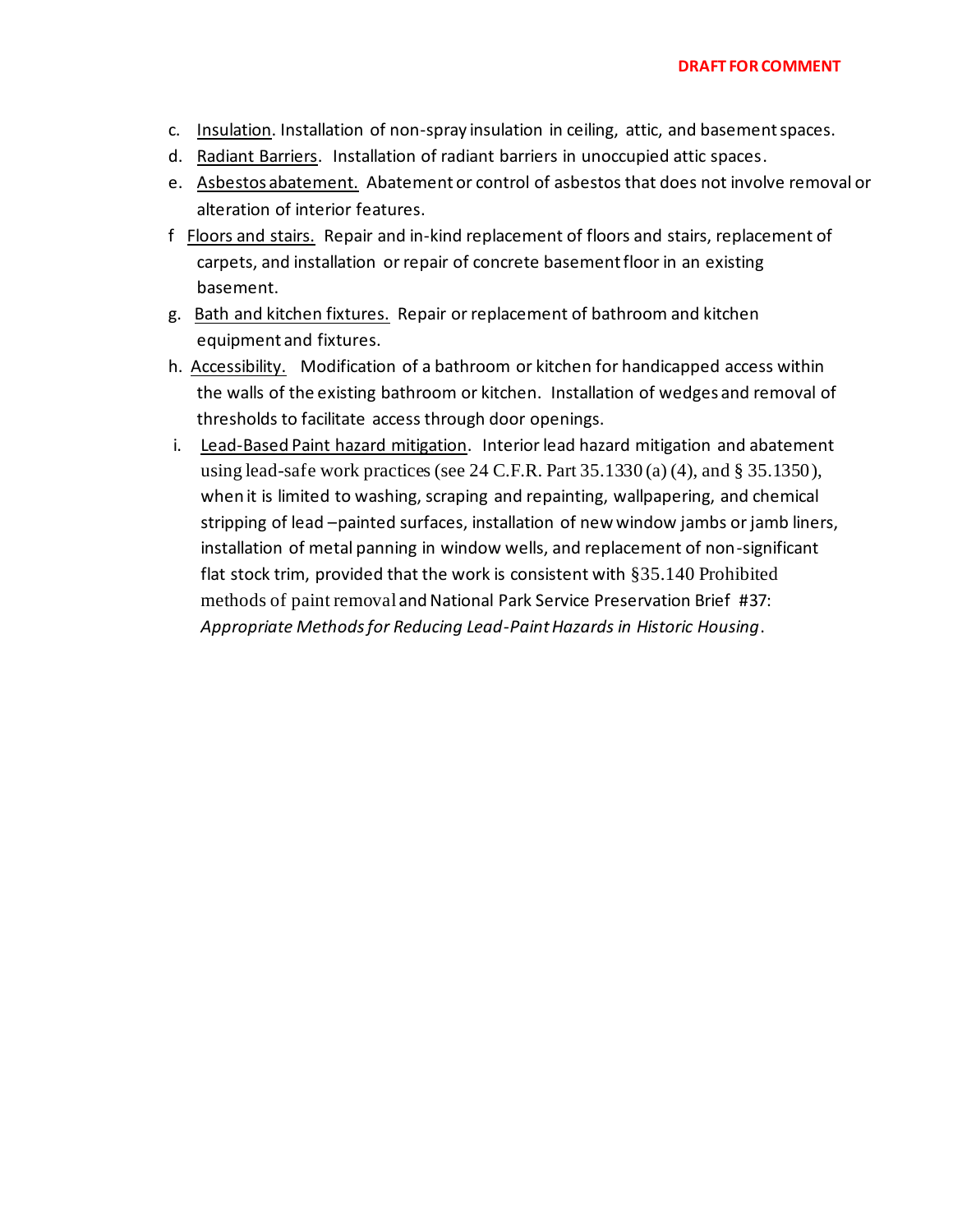c. Insulation. Installation of non-spray insulation in ceiling, attic, and basement spaces.

d. Radiant Barriers. Installation of radiant barriers in unoccupied attic spaces.

e. Asbestos abatement. Abatement or control of asbestos that does not involve removal or alteration of interior features.

f Floors and stairs. Repair and in-kind replacement of floors and stairs, replacement of carpets, and installation or repair of concrete basement floor in an existing basement.

g. Bath and kitchen fixtures. Repair or replacement of bathroom and kitchen equipment and fixtures.

h. Accessibility. Modification of a bathroom or kitchen for handicapped access within the walls of the existing bathroom or kitchen. Installation of wedges and removal of thresholds to facilitate access through door openings.

i. Lead-Based Paint hazard mitigation. Interior lead hazard mitigation and abatement using lead-safe work practices (see 24 C.F.R. Part 35.1330 (a) (4), and § 35.1350), when it is limited to washing, scraping and repainting, wallpapering, and chemical stripping of lead –painted surfaces, installation of new window jambs or jamb liners, installation of metal panning in window wells, and replacement of non-significant flat stock trim, provided that the work is consistent with §35.140 Prohibited methods of paint removal and National Park Service Preservation Brief #37: *Appropriate Methods for Reducing Lead-Paint Hazards in Historic Housing*.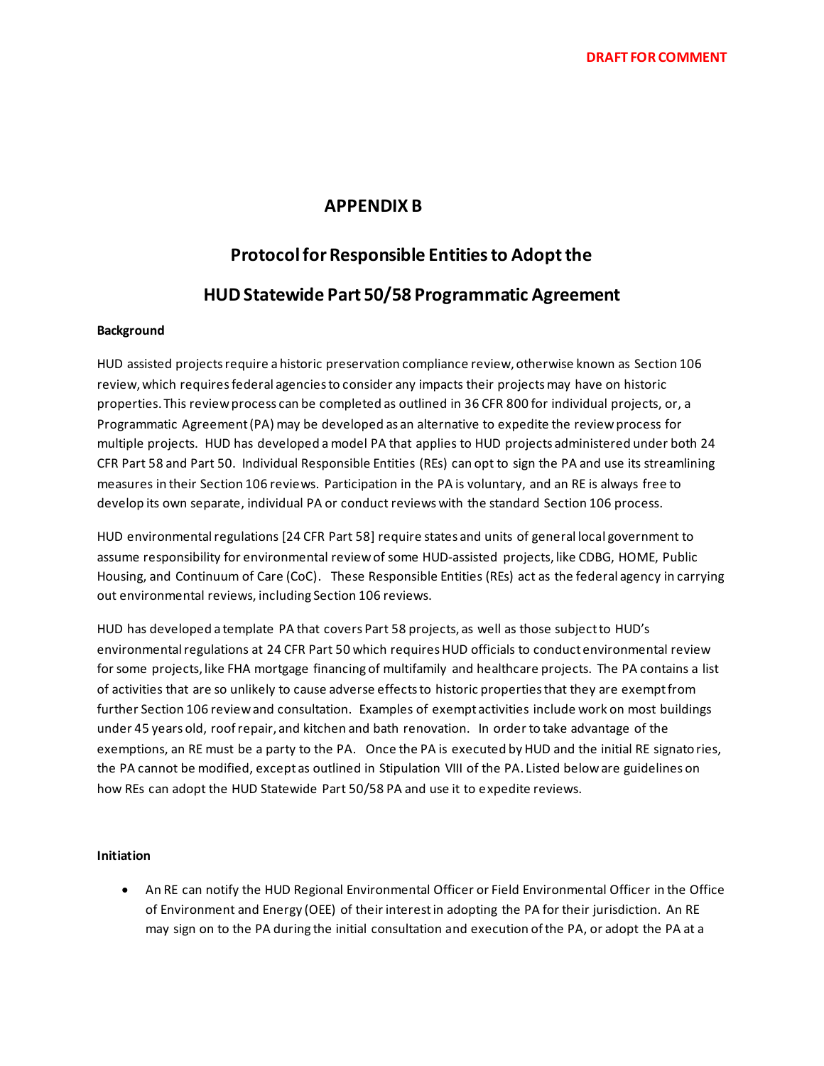**DRAFT FOR COMMENT**

# APPENDIX B

## Protocol for Responsible Entities to Adopt the HUD Statewide Part 50/58 Programmatic Agreement

**Background**

HUD assisted projects require a historic preservation compliance review, otherwise known as Section 106 review, which requires federal agencies to consider any impacts their projects may have on historic properties. This review process can be completed as outlined in 36 CFR 800 for individual projects, or, a Programmatic Agreement (PA) may be developed as an alternative to expedite the review process for multiple projects. HUD has developed a model PA that applies to HUD projects administered under both 24 CFR Part 58 and Part 50. Individual Responsible Entities (REs) can opt to sign the PA and use its streamlining measures in their Section 106 reviews. Participation in the PA is voluntary, and an RE is always free to develop its own separate, individual PA or conduct reviews with the standard Section 106 process.

HUD environmental regulations [24 CFR Part 58] require states and units of general local government to assume responsibility for environmental review of some HUD-assisted projects, like CDBG, HOME, Public Housing, and Continuum of Care (CoC). These Responsible Entities (REs) act as the federal agency in carrying out environmental reviews, including Section 106 reviews.

HUD has developed a template PA that covers Part 58 projects, as well as those subject to HUD's environmental regulations at 24 CFR Part 50 which requires HUD officials to conduct environmental review for some projects, like FHA mortgage financing of multifamily and healthcare projects. The PA contains a list of activities that are so unlikely to cause adverse effects to historic properties that they are exempt from further Section 106 review and consultation. Examples of exempt activities include work on most buildings under 45 years old, roof repair, and kitchen and bath renovation. In order to take advantage of the exemptions, an RE must be a party to the PA. Once the PA is executed by HUD and the initial RE signatories, the PA cannot be modified, except as outlined in Stipulation VIII of the PA. Listed below are guidelines on how REs can adopt the HUD Statewide Part 50/58 PA and use it to expedite reviews.

**Initiation**

- An RE can notify the HUD Regional Environmental Officer or Field Environmental Officer in the Office of Environment and Energy (OEE) of their interest in adopting the PA for their jurisdiction. An RE may sign on to the PA during the initial consultation and execution of the PA, or adopt the PA at a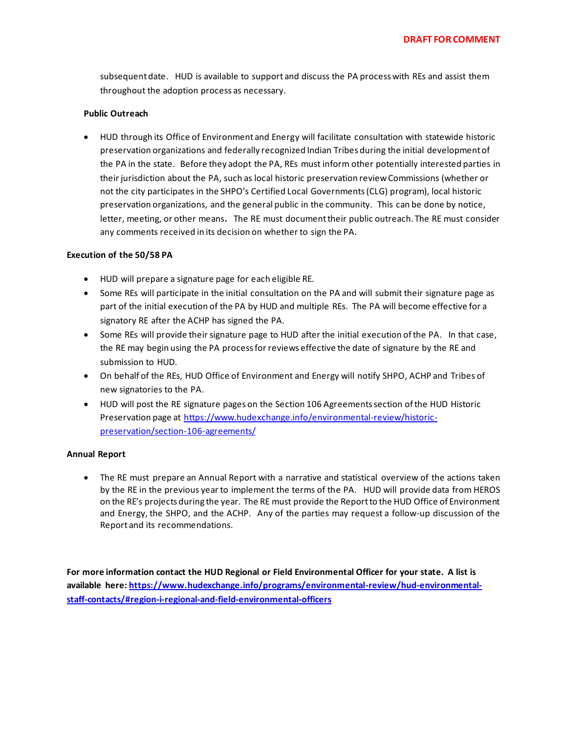subsequent date. HUD is available to support and discuss the PA process with REs and assist them throughout the adoption process as necessary.

**Public Outreach**

- HUD through its Office of Environment and Energy will facilitate consultation with statewide historic preservation organizations and federally recognized Indian Tribes during the initial development of the PA in the state. Before they adopt the PA, REs must inform other potentially interested parties in their jurisdiction about the PA, such as local historic preservation review Commissions (whether or not the city participates in the SHPO's Certified Local Governments (CLG) program), local historic preservation organizations, and the general public in the community. This can be done by notice, letter, meeting, or other means**.** The RE must document their public outreach. The RE must consider any comments received in its decision on whether to sign the PA.

**Execution of the 50/58 PA**

- HUD will prepare a signature page for each eligible RE.
- Some REs will participate in the initial consultation on the PA and will submit their signature page as part of the initial execution of the PA by HUD and multiple REs. The PA will become effective for a signatory RE after the ACHP has signed the PA.
- Some REs will provide their signature page to HUD after the initial execution of the PA. In that case, the RE may begin using the PA process for reviews effective the date of signature by the RE and submission to HUD.
- On behalf of the REs, HUD Office of Environment and Energy will notify SHPO, ACHP and Tribes of new signatories to the PA.
- HUD will post the RE signature pages on the Section 106 Agreements section of the HUD Historic Preservation page at [https://www.hudexchange.info/environmental-review/historic-preservation/section-106-agreements/](https://www.hudexchange.info/environmental-review/historic-preservation/section-106-agreements/)

**Annual Report**

- The RE must prepare an Annual Report with a narrative and statistical overview of the actions taken by the RE in the previous year to implement the terms of the PA. HUD will provide data from HEROS on the RE's projects during the year. The RE must provide the Report to the HUD Office of Environment and Energy, the SHPO, and the ACHP. Any of the parties may request a follow-up discussion of the Report and its recommendations.

**For more information contact the HUD Regional or Field Environmental Officer for your state. A list is available here: [https://www.hudexchange.info/programs/environmental-review/hud-environmental-staff-contacts/#region-i-regional-and-field-environmental-officers](https://www.hudexchange.info/programs/environmental-review/hud-environmental-staff-contacts/#region-i-regional-and-field-environmental-officers)**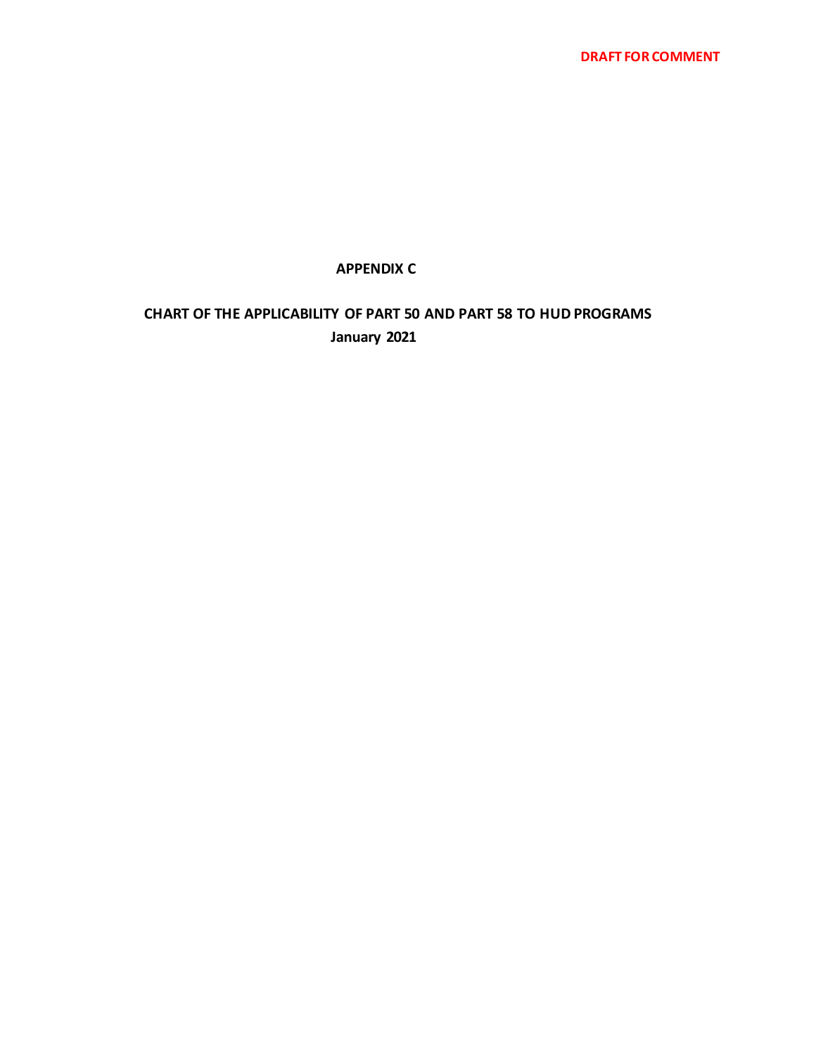DRAFT FOR COMMENT

# APPENDIX C

## CHART OF THE APPLICABILITY OF PART 50 AND PART 58 TO HUD PROGRAMS

**January 2021**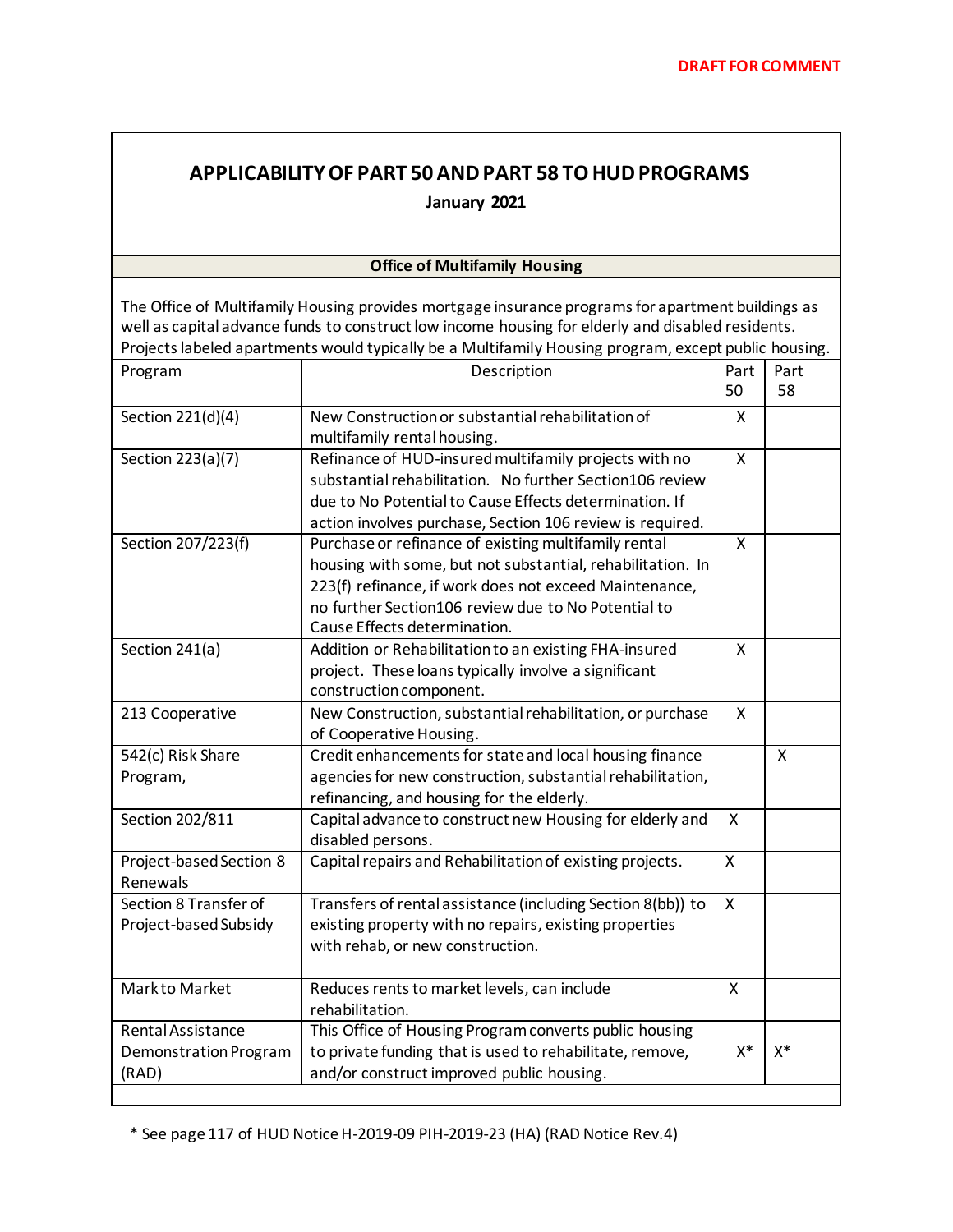DRAFT FOR COMMENT

# APPLICABILITY OF PART 50 AND PART 58 TO HUD PROGRAMS

**January 2021**

## Office of Multifamily Housing

The Office of Multifamily Housing provides mortgage insurance programs for apartment buildings as well as capital advance funds to construct low income housing for elderly and disabled residents. Projects labeled apartments would typically be a Multifamily Housing program, except public housing.

| Program | Description | Part 50 | Part 58 |
|---|---|---|---|
| Section 221(d)(4) | New Construction or substantial rehabilitation of multifamily rental housing. | X | |
| Section 223(a)(7) | Refinance of HUD-insured multifamily projects with no substantial rehabilitation. No further Section106 review due to No Potential to Cause Effects determination. If action involves purchase, Section 106 review is required. | X | |
| Section 207/223(f) | Purchase or refinance of existing multifamily rental housing with some, but not substantial, rehabilitation. In 223(f) refinance, if work does not exceed Maintenance, no further Section106 review due to No Potential to Cause Effects determination. | X | |
| Section 241(a) | Addition or Rehabilitation to an existing FHA-insured project. These loans typically involve a significant construction component. | X | |
| 213 Cooperative | New Construction, substantial rehabilitation, or purchase of Cooperative Housing. | X | |
| 542(c) Risk Share Program, | Credit enhancements for state and local housing finance agencies for new construction, substantial rehabilitation, refinancing, and housing for the elderly. | | X |
| Section 202/811 | Capital advance to construct new Housing for elderly and disabled persons. | X | |
| Project-based Section 8 Renewals | Capital repairs and Rehabilitation of existing projects. | X | |
| Section 8 Transfer of Project-based Subsidy | Transfers of rental assistance (including Section 8(bb)) to existing property with no repairs, existing properties with rehab, or new construction. | X | |
| Mark to Market | Reduces rents to market levels, can include rehabilitation. | X | |
| Rental Assistance Demonstration Program (RAD) | This Office of Housing Program converts public housing to private funding that is used to rehabilitate, remove, and/or construct improved public housing. | X* | X* |

\* See page 117 of HUD Notice H-2019-09 PIH-2019-23 (HA) (RAD Notice Rev.4)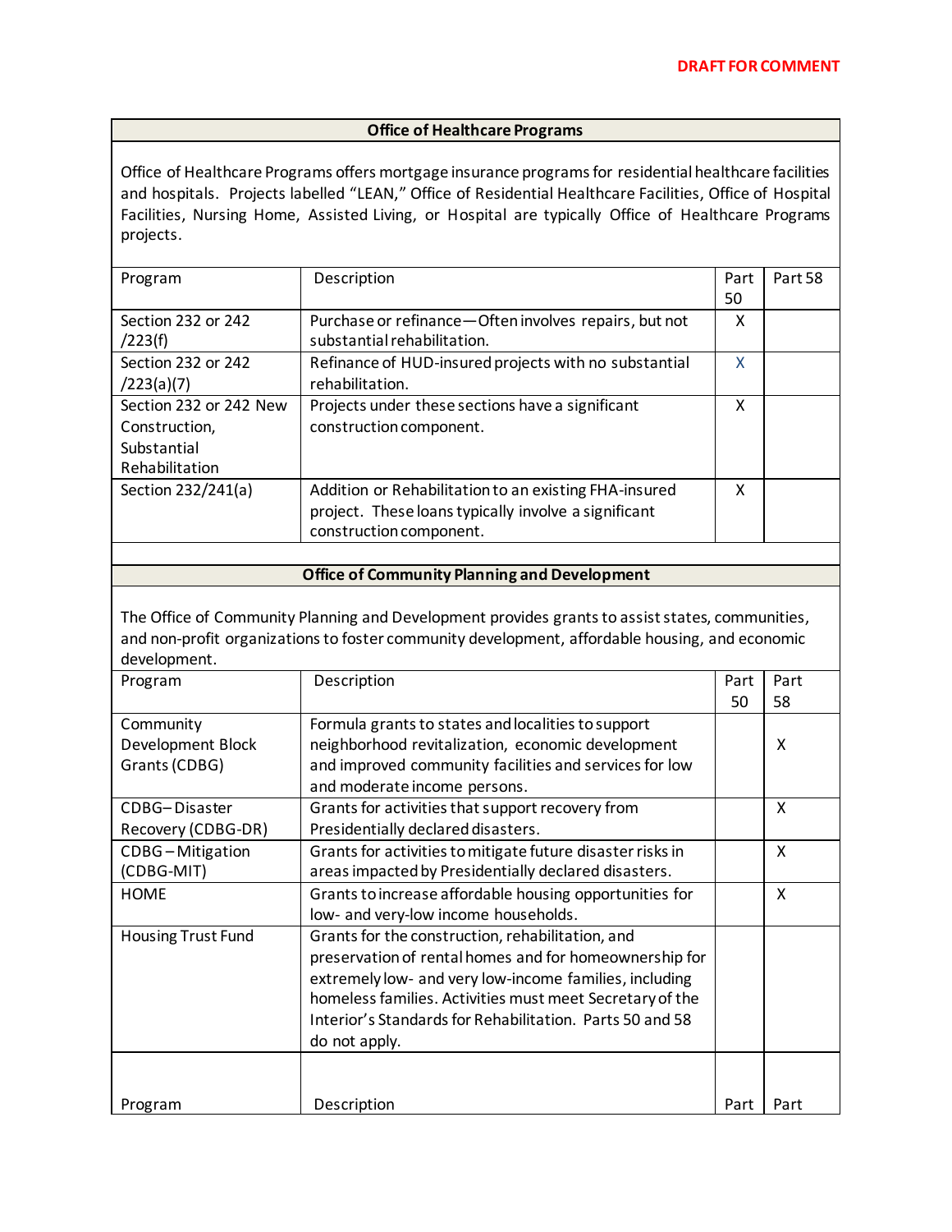**DRAFT FOR COMMENT**

| Office of Healthcare Programs | | | |
|---|---|---|---|
| Office of Healthcare Programs offers mortgage insurance programs for residential healthcare facilities and hospitals. Projects labelled "LEAN," Office of Residential Healthcare Facilities, Office of Hospital Facilities, Nursing Home, Assisted Living, or Hospital are typically Office of Healthcare Programs projects. | | | |
| Program | Description | Part 50 | Part 58 |
| Section 232 or 242 /223(f) | Purchase or refinance—Often involves repairs, but not substantial rehabilitation. | X | |
| Section 232 or 242 /223(a)(7) | Refinance of HUD-insured projects with no substantial rehabilitation. | X | |
| Section 232 or 242 New Construction, Substantial Rehabilitation | Projects under these sections have a significant construction component. | X | |
| Section 232/241(a) | Addition or Rehabilitation to an existing FHA-insured project. These loans typically involve a significant construction component. | X | |

| Office of Community Planning and Development | | | |
|---|---|---|---|
| The Office of Community Planning and Development provides grants to assist states, communities, and non-profit organizations to foster community development, affordable housing, and economic development. | | | |
| Program | Description | Part 50 | Part 58 |
| Community Development Block Grants (CDBG) | Formula grants to states and localities to support neighborhood revitalization, economic development and improved community facilities and services for low and moderate income persons. | | X |
| CDBG– Disaster Recovery (CDBG-DR) | Grants for activities that support recovery from Presidentially declared disasters. | | X |
| CDBG – Mitigation (CDBG-MIT) | Grants for activities to mitigate future disaster risks in areas impacted by Presidentially declared disasters. | | X |
| HOME | Grants to increase affordable housing opportunities for low- and very-low income households. | | X |
| Housing Trust Fund | Grants for the construction, rehabilitation, and preservation of rental homes and for homeownership for extremely low- and very low-income families, including homeless families. Activities must meet Secretary of the Interior's Standards for Rehabilitation. Parts 50 and 58 do not apply. | | |
| Program | Description | Part | Part |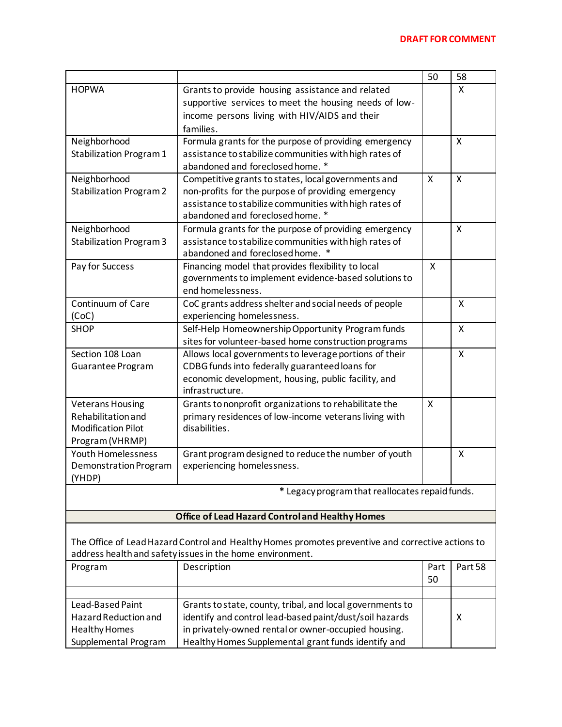DRAFT FOR COMMENT

| | | 50 | 58 |
|---|---|---|---|
| HOPWA | Grants to provide housing assistance and related supportive services to meet the housing needs of low-income persons living with HIV/AIDS and their families. | | X |
| Neighborhood Stabilization Program 1 | Formula grants for the purpose of providing emergency assistance to stabilize communities with high rates of abandoned and foreclosed home. * | | X |
| Neighborhood Stabilization Program 2 | Competitive grants to states, local governments and non-profits for the purpose of providing emergency assistance to stabilize communities with high rates of abandoned and foreclosed home. * | X | X |
| Neighborhood Stabilization Program 3 | Formula grants for the purpose of providing emergency assistance to stabilize communities with high rates of abandoned and foreclosed home. * | | X |
| Pay for Success | Financing model that provides flexibility to local governments to implement evidence-based solutions to end homelessness. | X | |
| Continuum of Care (CoC) | CoC grants address shelter and social needs of people experiencing homelessness. | | X |
| SHOP | Self-Help Homeownership Opportunity Program funds sites for volunteer-based home construction programs | | X |
| Section 108 Loan Guarantee Program | Allows local governments to leverage portions of their CDBG funds into federally guaranteed loans for economic development, housing, public facility, and infrastructure. | | X |
| Veterans Housing Rehabilitation and Modification Pilot Program (VHRMP) | Grants to nonprofit organizations to rehabilitate the primary residences of low-income veterans living with disabilities. | X | |
| Youth Homelessness Demonstration Program (YHDP) | Grant program designed to reduce the number of youth experiencing homelessness. | | X |
| | * Legacy program that reallocates repaid funds. | | |

**Office of Lead Hazard Control and Healthy Homes**

The Office of Lead Hazard Control and Healthy Homes promotes preventive and corrective actions to address health and safety issues in the home environment.

| Program | Description | Part 50 | Part 58 |
|---|---|---|---|
| | | | |
| Lead-Based Paint Hazard Reduction and Healthy Homes Supplemental Program | Grants to state, county, tribal, and local governments to identify and control lead-based paint/dust/soil hazards in privately-owned rental or owner-occupied housing. Healthy Homes Supplemental grant funds identify and | | X |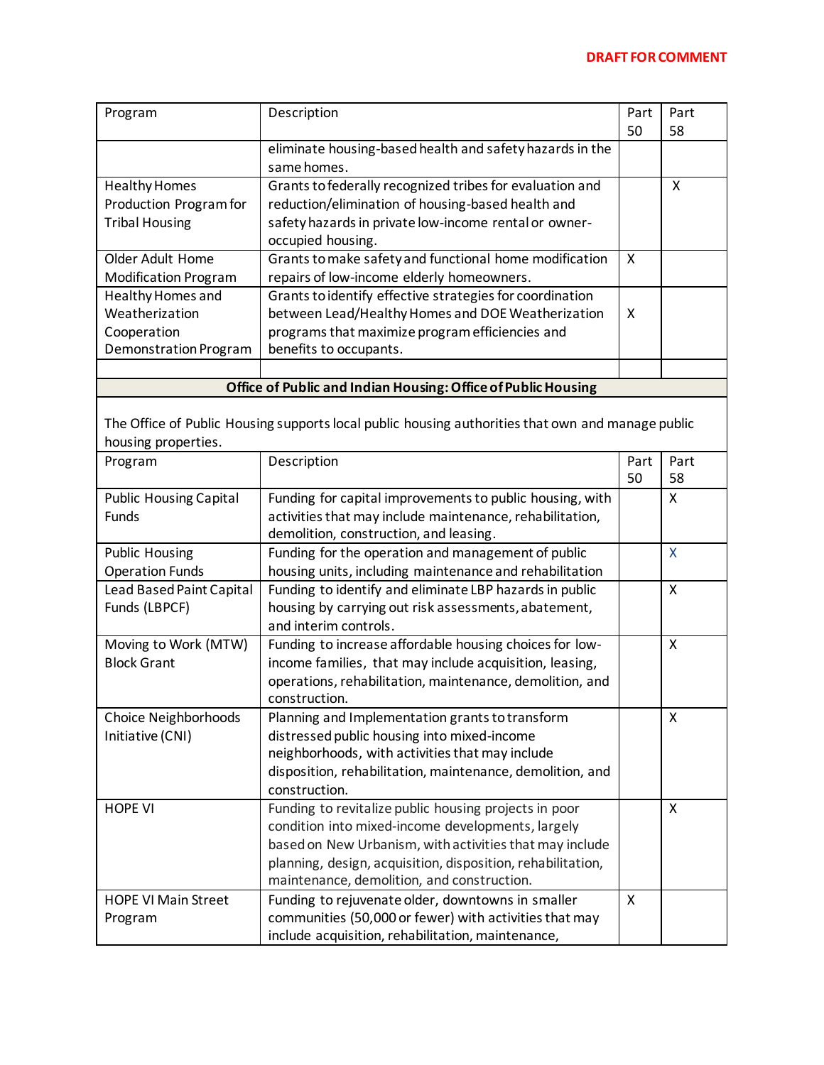**DRAFT FOR COMMENT**

| Program | Description | Part 50 | Part 58 |
|---|---|---|---|
| | eliminate housing-based health and safety hazards in the same homes. | | |
| Healthy Homes Production Program for Tribal Housing | Grants to federally recognized tribes for evaluation and reduction/elimination of housing-based health and safety hazards in private low-income rental or owner-occupied housing. | | X |
| Older Adult Home Modification Program | Grants to make safety and functional home modification repairs of low-income elderly homeowners. | X | |
| Healthy Homes and Weatherization Cooperation Demonstration Program | Grants to identify effective strategies for coordination between Lead/Healthy Homes and DOE Weatherization programs that maximize program efficiencies and benefits to occupants. | X | |
| | | | |

| **Office of Public and Indian Housing: Office of Public Housing** | | | |
|---|---|---|---|
| The Office of Public Housing supports local public housing authorities that own and manage public housing properties. | | | |
| Program | Description | Part 50 | Part 58 |
| Public Housing Capital Funds | Funding for capital improvements to public housing, with activities that may include maintenance, rehabilitation, demolition, construction, and leasing. | | X |
| Public Housing Operation Funds | Funding for the operation and management of public housing units, including maintenance and rehabilitation | | X |
| Lead Based Paint Capital Funds (LBPCF) | Funding to identify and eliminate LBP hazards in public housing by carrying out risk assessments, abatement, and interim controls. | | X |
| Moving to Work (MTW) Block Grant | Funding to increase affordable housing choices for low-income families, that may include acquisition, leasing, operations, rehabilitation, maintenance, demolition, and construction. | | X |
| Choice Neighborhoods Initiative (CNI) | Planning and Implementation grants to transform distressed public housing into mixed-income neighborhoods, with activities that may include disposition, rehabilitation, maintenance, demolition, and construction. | | X |
| HOPE VI | Funding to revitalize public housing projects in poor condition into mixed-income developments, largely based on New Urbanism, with activities that may include planning, design, acquisition, disposition, rehabilitation, maintenance, demolition, and construction. | | X |
| HOPE VI Main Street Program | Funding to rejuvenate older, downtowns in smaller communities (50,000 or fewer) with activities that may include acquisition, rehabilitation, maintenance, | X | |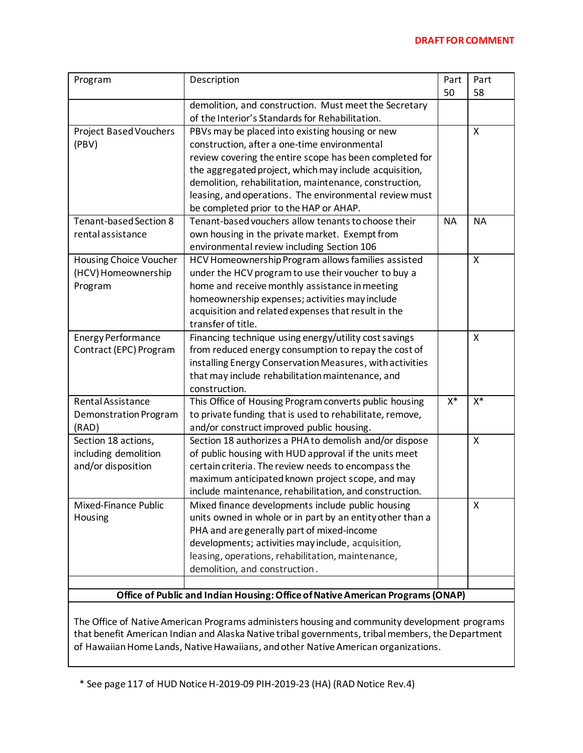DRAFT FOR COMMENT

| Program | Description | Part 50 | Part 58 |
|---|---|---|---|
| | demolition, and construction. Must meet the Secretary of the Interior's Standards for Rehabilitation. | | |
| Project Based Vouchers (PBV) | PBVs may be placed into existing housing or new construction, after a one-time environmental review covering the entire scope has been completed for the aggregated project, which may include acquisition, demolition, rehabilitation, maintenance, construction, leasing, and operations. The environmental review must be completed prior to the HAP or AHAP. | | X |
| Tenant-based Section 8 rental assistance | Tenant-based vouchers allow tenants to choose their own housing in the private market. Exempt from environmental review including Section 106 | NA | NA |
| Housing Choice Voucher (HCV) Homeownership Program | HCV Homeownership Program allows families assisted under the HCV program to use their voucher to buy a home and receive monthly assistance in meeting homeownership expenses; activities may include acquisition and related expenses that result in the transfer of title. | | X |
| Energy Performance Contract (EPC) Program | Financing technique using energy/utility cost savings from reduced energy consumption to repay the cost of installing Energy Conservation Measures, with activities that may include rehabilitation maintenance, and construction. | | X |
| Rental Assistance Demonstration Program (RAD) | This Office of Housing Program converts public housing to private funding that is used to rehabilitate, remove, and/or construct improved public housing. | X* | X* |
| Section 18 actions, including demolition and/or disposition | Section 18 authorizes a PHA to demolish and/or dispose of public housing with HUD approval if the units meet certain criteria. The review needs to encompass the maximum anticipated known project scope, and may include maintenance, rehabilitation, and construction. | | X |
| Mixed-Finance Public Housing | Mixed finance developments include public housing units owned in whole or in part by an entity other than a PHA and are generally part of mixed-income developments; activities may include, acquisition, leasing, operations, rehabilitation, maintenance, demolition, and construction. | | X |
| | | | |
| **Office of Public and Indian Housing: Office of Native American Programs (ONAP)** | | | |
| The Office of Native American Programs administers housing and community development programs that benefit American Indian and Alaska Native tribal governments, tribal members, the Department of Hawaiian Home Lands, Native Hawaiians, and other Native American organizations. | | | |

\* See page 117 of HUD Notice H-2019-09 PIH-2019-23 (HA) (RAD Notice Rev.4)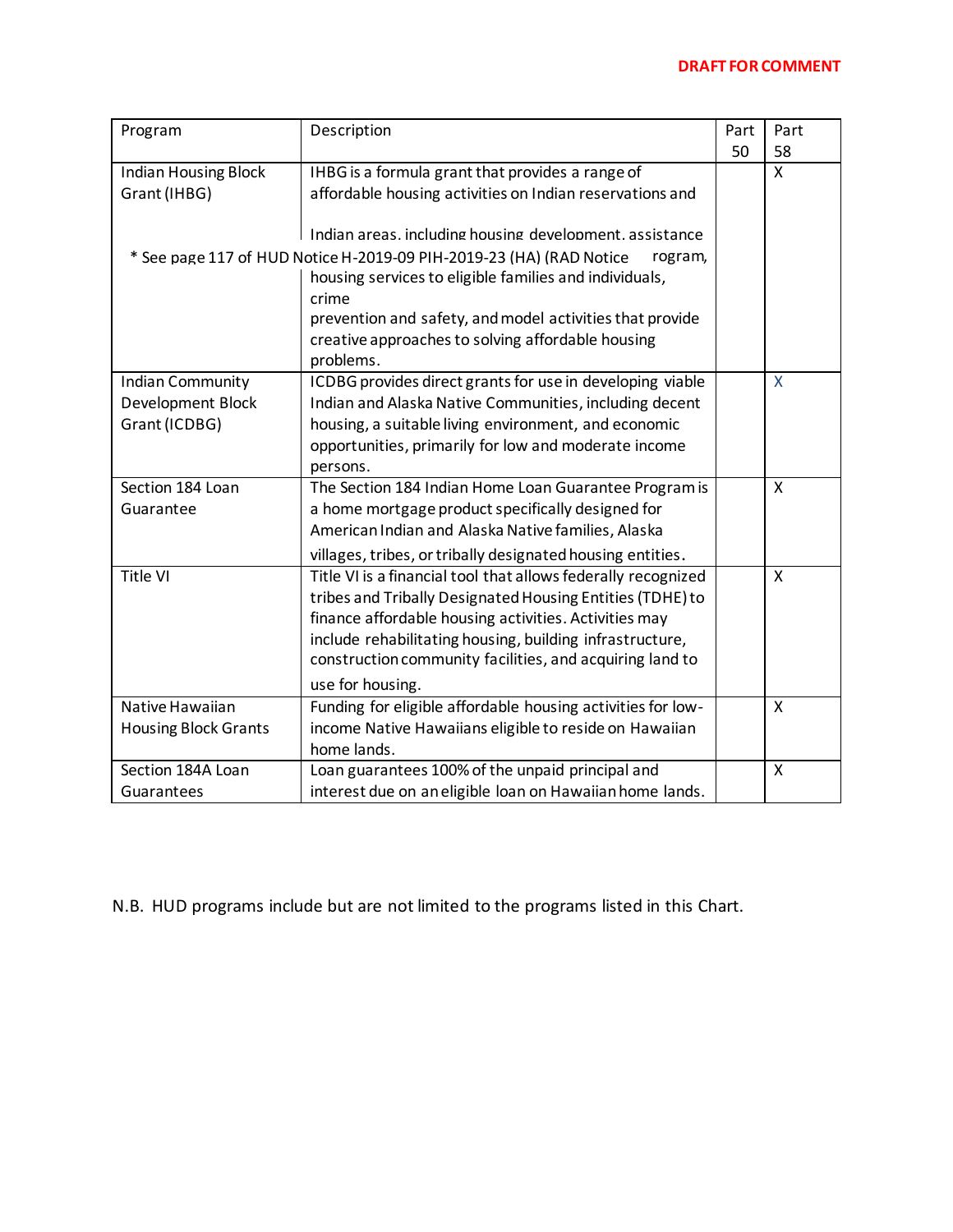| Program | Description | Part 50 | Part 58 |
|---|---|---|---|
| Indian Housing Block Grant (IHBG) | IHBG is a formula grant that provides a range of affordable housing activities on Indian reservations and Indian areas, including housing development, assistance rogram, housing services to eligible families and individuals, crime prevention and safety, and model activities that provide creative approaches to solving affordable housing problems. | | X |
| Indian Community Development Block Grant (ICDBG) | ICDBG provides direct grants for use in developing viable Indian and Alaska Native Communities, including decent housing, a suitable living environment, and economic opportunities, primarily for low and moderate income persons. | | X |
| Section 184 Loan Guarantee | The Section 184 Indian Home Loan Guarantee Program is a home mortgage product specifically designed for American Indian and Alaska Native families, Alaska villages, tribes, or tribally designated housing entities. | | X |
| Title VI | Title VI is a financial tool that allows federally recognized tribes and Tribally Designated Housing Entities (TDHE) to finance affordable housing activities. Activities may include rehabilitating housing, building infrastructure, construction community facilities, and acquiring land to use for housing. | | X |
| Native Hawaiian Housing Block Grants | Funding for eligible affordable housing activities for low-income Native Hawaiians eligible to reside on Hawaiian home lands. | | X |
| Section 184A Loan Guarantees | Loan guarantees 100% of the unpaid principal and interest due on an eligible loan on Hawaiian home lands. | | X |

* See page 117 of HUD Notice H-2019-09 PIH-2019-23 (HA) (RAD Notice

N.B. HUD programs include but are not limited to the programs listed in this Chart.